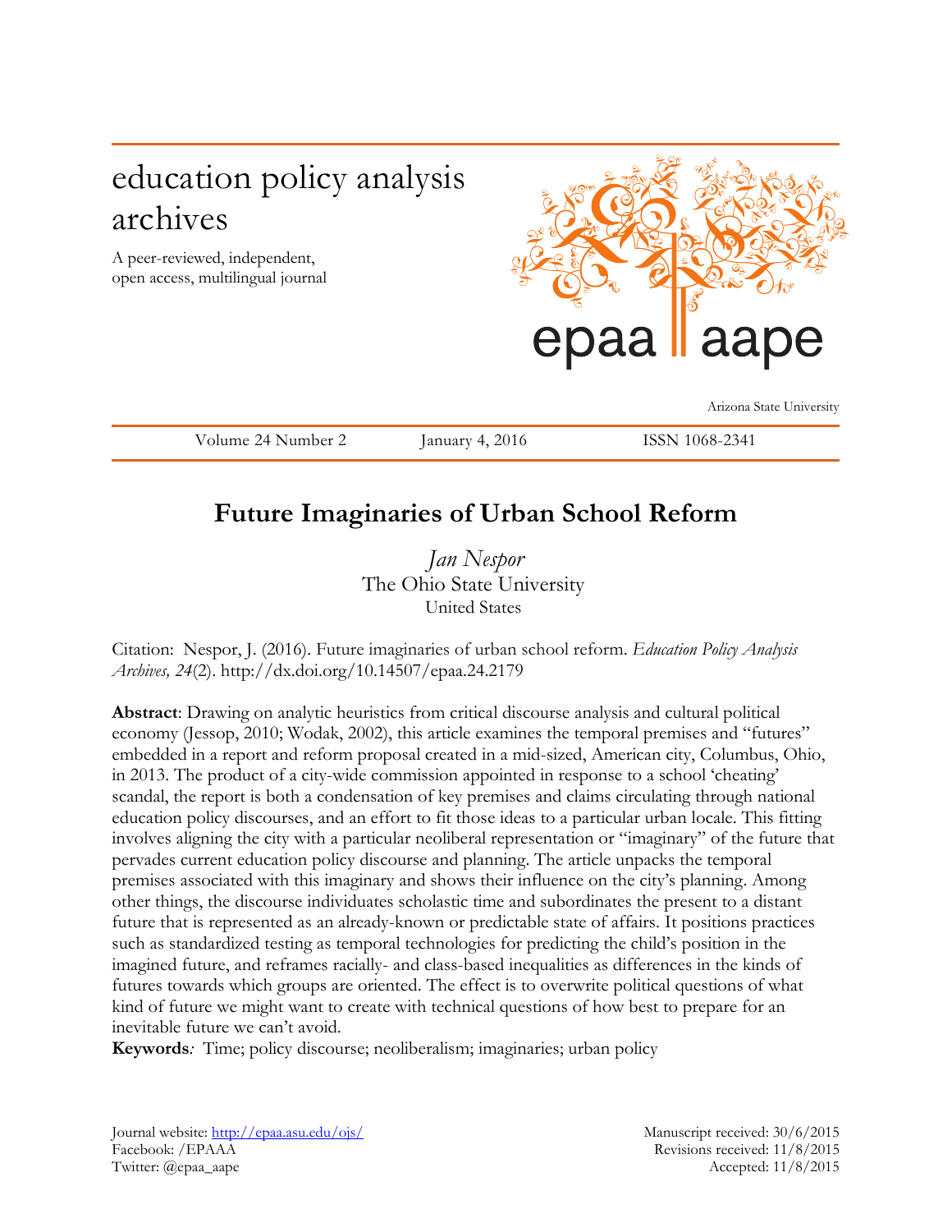# education policy analysis archives

A peer-reviewed, independent, open access, multilingual journal

epaa aape

Arizona State University

Volume 24 Number 2 | January 4, 2016 | ISSN 1068-2341

## Future Imaginaries of Urban School Reform

*Jan Nespor*
The Ohio State University
United States

Citation: Nespor, J. (2016). Future imaginaries of urban school reform. *Education Policy Analysis Archives, 24*(2). http://dx.doi.org/10.14507/epaa.24.2179

**Abstract**: Drawing on analytic heuristics from critical discourse analysis and cultural political economy (Jessop, 2010; Wodak, 2002), this article examines the temporal premises and "futures" embedded in a report and reform proposal created in a mid-sized, American city, Columbus, Ohio, in 2013. The product of a city-wide commission appointed in response to a school 'cheating' scandal, the report is both a condensation of key premises and claims circulating through national education policy discourses, and an effort to fit those ideas to a particular urban locale. This fitting involves aligning the city with a particular neoliberal representation or "imaginary" of the future that pervades current education policy discourse and planning. The article unpacks the temporal premises associated with this imaginary and shows their influence on the city's planning. Among other things, the discourse individuates scholastic time and subordinates the present to a distant future that is represented as an already-known or predictable state of affairs. It positions practices such as standardized testing as temporal technologies for predicting the child's position in the imagined future, and reframes racially- and class-based inequalities as differences in the kinds of futures towards which groups are oriented. The effect is to overwrite political questions of what kind of future we might want to create with technical questions of how best to prepare for an inevitable future we can't avoid.

**Keywords***:* Time; policy discourse; neoliberalism; imaginaries; urban policy

Journal website: http://epaa.asu.edu/ojs/
Facebook: /EPAAA
Twitter: @epaa_aape

Manuscript received: 30/6/2015
Revisions received: 11/8/2015
Accepted: 11/8/2015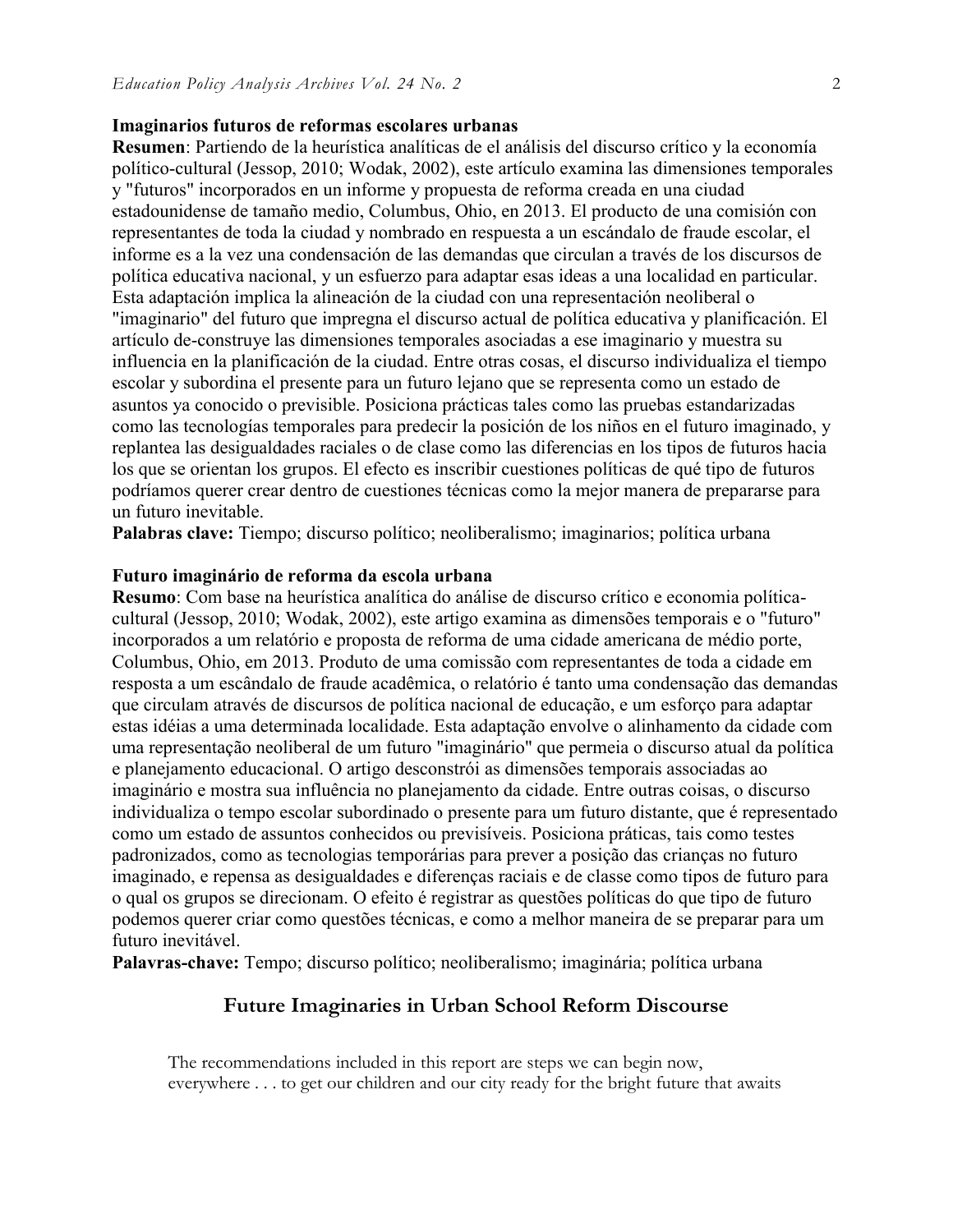**Imaginarios futuros de reformas escolares urbanas**

**Resumen**: Partiendo de la heurística analíticas de el análisis del discurso crítico y la economía político-cultural (Jessop, 2010; Wodak, 2002), este artículo examina las dimensiones temporales y "futuros" incorporados en un informe y propuesta de reforma creada en una ciudad estadounidense de tamaño medio, Columbus, Ohio, en 2013. El producto de una comisión con representantes de toda la ciudad y nombrado en respuesta a un escándalo de fraude escolar, el informe es a la vez una condensación de las demandas que circulan a través de los discursos de política educativa nacional, y un esfuerzo para adaptar esas ideas a una localidad en particular. Esta adaptación implica la alineación de la ciudad con una representación neoliberal o "imaginario" del futuro que impregna el discurso actual de política educativa y planificación. El artículo de-construye las dimensiones temporales asociadas a ese imaginario y muestra su influencia en la planificación de la ciudad. Entre otras cosas, el discurso individualiza el tiempo escolar y subordina el presente para un futuro lejano que se representa como un estado de asuntos ya conocido o previsible. Posiciona prácticas tales como las pruebas estandarizadas como las tecnologías temporales para predecir la posición de los niños en el futuro imaginado, y replantea las desigualdades raciales o de clase como las diferencias en los tipos de futuros hacia los que se orientan los grupos. El efecto es inscribir cuestiones políticas de qué tipo de futuros podríamos querer crear dentro de cuestiones técnicas como la mejor manera de prepararse para un futuro inevitable.

**Palabras clave:** Tiempo; discurso político; neoliberalismo; imaginarios; política urbana

**Futuro imaginário de reforma da escola urbana**

**Resumo**: Com base na heurística analítica do análise de discurso crítico e economia política-cultural (Jessop, 2010; Wodak, 2002), este artigo examina as dimensões temporais e o "futuro" incorporados a um relatório e proposta de reforma de uma cidade americana de médio porte, Columbus, Ohio, em 2013. Produto de uma comissão com representantes de toda a cidade em resposta a um escândalo de fraude acadêmica, o relatório é tanto uma condensação das demandas que circulam através de discursos de política nacional de educação, e um esforço para adaptar estas idéias a uma determinada localidade. Esta adaptação envolve o alinhamento da cidade com uma representação neoliberal de um futuro "imaginário" que permeia o discurso atual da política e planejamento educacional. O artigo desconstrói as dimensões temporais associadas ao imaginário e mostra sua influência no planejamento da cidade. Entre outras coisas, o discurso individualiza o tempo escolar subordinado o presente para um futuro distante, que é representado como um estado de assuntos conhecidos ou previsíveis. Posiciona práticas, tais como testes padronizados, como as tecnologias temporárias para prever a posição das crianças no futuro imaginado, e repensa as desigualdades e diferenças raciais e de classe como tipos de futuro para o qual os grupos se direcionam. O efeito é registrar as questões políticas do que tipo de futuro podemos querer criar como questões técnicas, e como a melhor maneira de se preparar para um futuro inevitável.

**Palavras-chave:** Tempo; discurso político; neoliberalismo; imaginária; política urbana

## Future Imaginaries in Urban School Reform Discourse

> The recommendations included in this report are steps we can begin now, everywhere . . . to get our children and our city ready for the bright future that awaits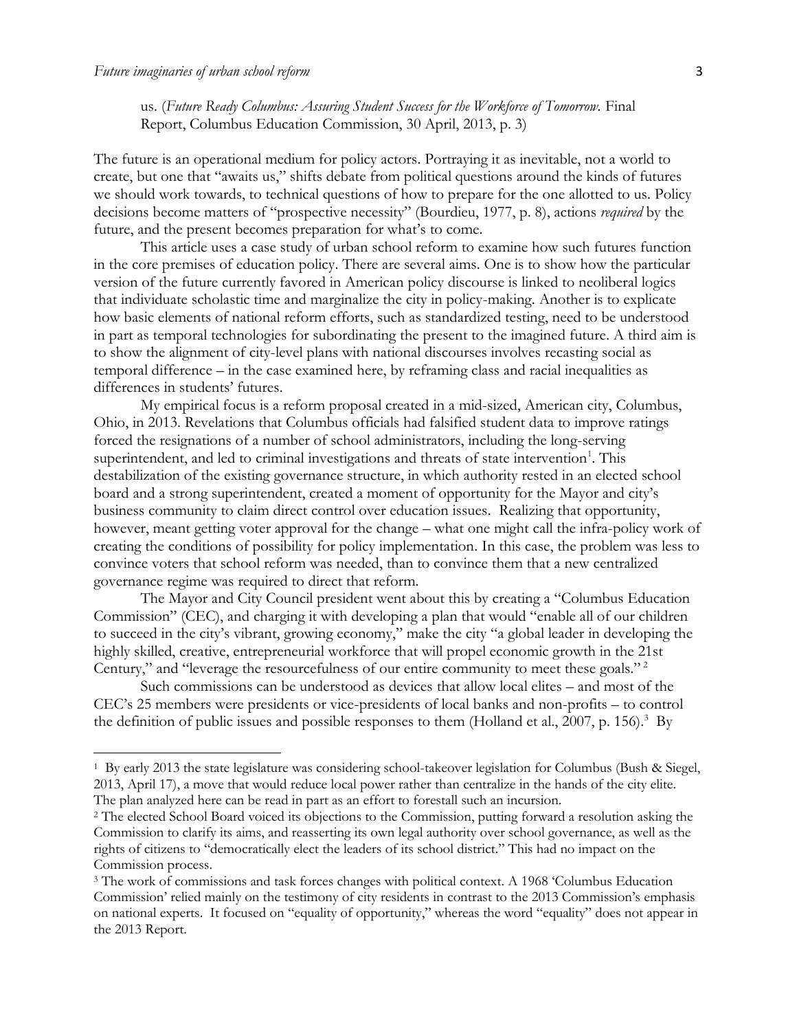us. (*Future Ready Columbus: Assuring Student Success for the Workforce of Tomorrow.* Final Report, Columbus Education Commission, 30 April, 2013, p. 3)

The future is an operational medium for policy actors. Portraying it as inevitable, not a world to create, but one that "awaits us," shifts debate from political questions around the kinds of futures we should work towards, to technical questions of how to prepare for the one allotted to us. Policy decisions become matters of "prospective necessity" (Bourdieu, 1977, p. 8), actions *required* by the future, and the present becomes preparation for what's to come.

This article uses a case study of urban school reform to examine how such futures function in the core premises of education policy. There are several aims. One is to show how the particular version of the future currently favored in American policy discourse is linked to neoliberal logics that individuate scholastic time and marginalize the city in policy-making. Another is to explicate how basic elements of national reform efforts, such as standardized testing, need to be understood in part as temporal technologies for subordinating the present to the imagined future. A third aim is to show the alignment of city-level plans with national discourses involves recasting social as temporal difference – in the case examined here, by reframing class and racial inequalities as differences in students' futures.

My empirical focus is a reform proposal created in a mid-sized, American city, Columbus, Ohio, in 2013. Revelations that Columbus officials had falsified student data to improve ratings forced the resignations of a number of school administrators, including the long-serving superintendent, and led to criminal investigations and threats of state intervention[1]. This destabilization of the existing governance structure, in which authority rested in an elected school board and a strong superintendent, created a moment of opportunity for the Mayor and city's business community to claim direct control over education issues. Realizing that opportunity, however, meant getting voter approval for the change – what one might call the infra-policy work of creating the conditions of possibility for policy implementation. In this case, the problem was less to convince voters that school reform was needed, than to convince them that a new centralized governance regime was required to direct that reform.

The Mayor and City Council president went about this by creating a "Columbus Education Commission" (CEC), and charging it with developing a plan that would "enable all of our children to succeed in the city's vibrant, growing economy," make the city "a global leader in developing the highly skilled, creative, entrepreneurial workforce that will propel economic growth in the 21st Century," and "leverage the resourcefulness of our entire community to meet these goals." [2]

Such commissions can be understood as devices that allow local elites – and most of the CEC's 25 members were presidents or vice-presidents of local banks and non-profits – to control the definition of public issues and possible responses to them (Holland et al., 2007, p. 156).[3] By

---

[1] By early 2013 the state legislature was considering school-takeover legislation for Columbus (Bush & Siegel, 2013, April 17), a move that would reduce local power rather than centralize in the hands of the city elite. The plan analyzed here can be read in part as an effort to forestall such an incursion.

[2] The elected School Board voiced its objections to the Commission, putting forward a resolution asking the Commission to clarify its aims, and reasserting its own legal authority over school governance, as well as the rights of citizens to "democratically elect the leaders of its school district." This had no impact on the Commission process.

[3] The work of commissions and task forces changes with political context. A 1968 'Columbus Education Commission' relied mainly on the testimony of city residents in contrast to the 2013 Commission's emphasis on national experts. It focused on "equality of opportunity," whereas the word "equality" does not appear in the 2013 Report.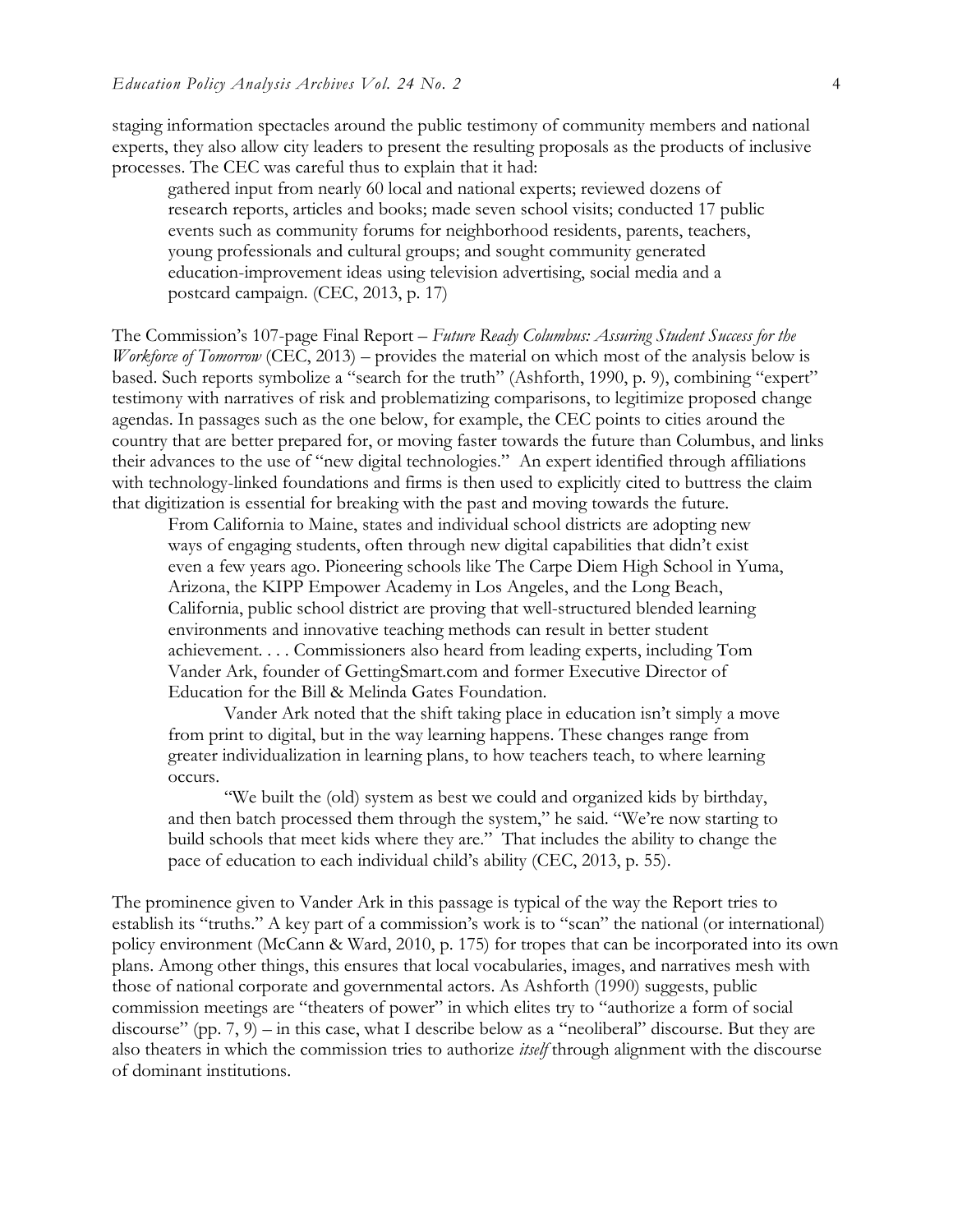staging information spectacles around the public testimony of community members and national experts, they also allow city leaders to present the resulting proposals as the products of inclusive processes. The CEC was careful thus to explain that it had:

> gathered input from nearly 60 local and national experts; reviewed dozens of research reports, articles and books; made seven school visits; conducted 17 public events such as community forums for neighborhood residents, parents, teachers, young professionals and cultural groups; and sought community generated education-improvement ideas using television advertising, social media and a postcard campaign. (CEC, 2013, p. 17)

The Commission's 107-page Final Report – *Future Ready Columbus: Assuring Student Success for the Workforce of Tomorrow* (CEC, 2013) – provides the material on which most of the analysis below is based. Such reports symbolize a "search for the truth" (Ashforth, 1990, p. 9), combining "expert" testimony with narratives of risk and problematizing comparisons, to legitimize proposed change agendas. In passages such as the one below, for example, the CEC points to cities around the country that are better prepared for, or moving faster towards the future than Columbus, and links their advances to the use of "new digital technologies." An expert identified through affiliations with technology-linked foundations and firms is then used to explicitly cited to buttress the claim that digitization is essential for breaking with the past and moving towards the future.

> From California to Maine, states and individual school districts are adopting new ways of engaging students, often through new digital capabilities that didn't exist even a few years ago. Pioneering schools like The Carpe Diem High School in Yuma, Arizona, the KIPP Empower Academy in Los Angeles, and the Long Beach, California, public school district are proving that well-structured blended learning environments and innovative teaching methods can result in better student achievement. . . . Commissioners also heard from leading experts, including Tom Vander Ark, founder of GettingSmart.com and former Executive Director of Education for the Bill & Melinda Gates Foundation.
>
> Vander Ark noted that the shift taking place in education isn't simply a move from print to digital, but in the way learning happens. These changes range from greater individualization in learning plans, to how teachers teach, to where learning occurs.
>
> "We built the (old) system as best we could and organized kids by birthday, and then batch processed them through the system," he said. "We're now starting to build schools that meet kids where they are." That includes the ability to change the pace of education to each individual child's ability (CEC, 2013, p. 55).

The prominence given to Vander Ark in this passage is typical of the way the Report tries to establish its "truths." A key part of a commission's work is to "scan" the national (or international) policy environment (McCann & Ward, 2010, p. 175) for tropes that can be incorporated into its own plans. Among other things, this ensures that local vocabularies, images, and narratives mesh with those of national corporate and governmental actors. As Ashforth (1990) suggests, public commission meetings are "theaters of power" in which elites try to "authorize a form of social discourse" (pp. 7, 9) – in this case, what I describe below as a "neoliberal" discourse. But they are also theaters in which the commission tries to authorize *itself* through alignment with the discourse of dominant institutions.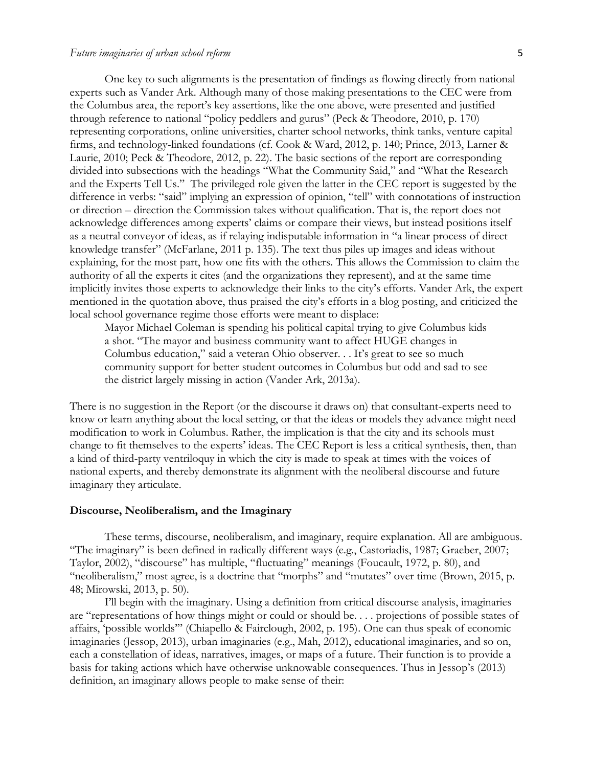One key to such alignments is the presentation of findings as flowing directly from national experts such as Vander Ark. Although many of those making presentations to the CEC were from the Columbus area, the report's key assertions, like the one above, were presented and justified through reference to national "policy peddlers and gurus" (Peck & Theodore, 2010, p. 170) representing corporations, online universities, charter school networks, think tanks, venture capital firms, and technology-linked foundations (cf. Cook & Ward, 2012, p. 140; Prince, 2013, Larner & Laurie, 2010; Peck & Theodore, 2012, p. 22). The basic sections of the report are corresponding divided into subsections with the headings "What the Community Said," and "What the Research and the Experts Tell Us." The privileged role given the latter in the CEC report is suggested by the difference in verbs: "said" implying an expression of opinion, "tell" with connotations of instruction or direction – direction the Commission takes without qualification. That is, the report does not acknowledge differences among experts' claims or compare their views, but instead positions itself as a neutral conveyor of ideas, as if relaying indisputable information in "a linear process of direct knowledge transfer" (McFarlane, 2011 p. 135). The text thus piles up images and ideas without explaining, for the most part, how one fits with the others. This allows the Commission to claim the authority of all the experts it cites (and the organizations they represent), and at the same time implicitly invites those experts to acknowledge their links to the city's efforts. Vander Ark, the expert mentioned in the quotation above, thus praised the city's efforts in a blog posting, and criticized the local school governance regime those efforts were meant to displace:

> Mayor Michael Coleman is spending his political capital trying to give Columbus kids a shot. "The mayor and business community want to affect HUGE changes in Columbus education," said a veteran Ohio observer. . . It's great to see so much community support for better student outcomes in Columbus but odd and sad to see the district largely missing in action (Vander Ark, 2013a).

There is no suggestion in the Report (or the discourse it draws on) that consultant-experts need to know or learn anything about the local setting, or that the ideas or models they advance might need modification to work in Columbus. Rather, the implication is that the city and its schools must change to fit themselves to the experts' ideas. The CEC Report is less a critical synthesis, then, than a kind of third-party ventriloquy in which the city is made to speak at times with the voices of national experts, and thereby demonstrate its alignment with the neoliberal discourse and future imaginary they articulate.

## Discourse, Neoliberalism, and the Imaginary

These terms, discourse, neoliberalism, and imaginary, require explanation. All are ambiguous. "The imaginary" is been defined in radically different ways (e.g., Castoriadis, 1987; Graeber, 2007; Taylor, 2002), "discourse" has multiple, "fluctuating" meanings (Foucault, 1972, p. 80), and "neoliberalism," most agree, is a doctrine that "morphs" and "mutates" over time (Brown, 2015, p. 48; Mirowski, 2013, p. 50).

I'll begin with the imaginary. Using a definition from critical discourse analysis, imaginaries are "representations of how things might or could or should be. . . . projections of possible states of affairs, 'possible worlds'" (Chiapello & Fairclough, 2002, p. 195). One can thus speak of economic imaginaries (Jessop, 2013), urban imaginaries (e.g., Mah, 2012), educational imaginaries, and so on, each a constellation of ideas, narratives, images, or maps of a future. Their function is to provide a basis for taking actions which have otherwise unknowable consequences. Thus in Jessop's (2013) definition, an imaginary allows people to make sense of their: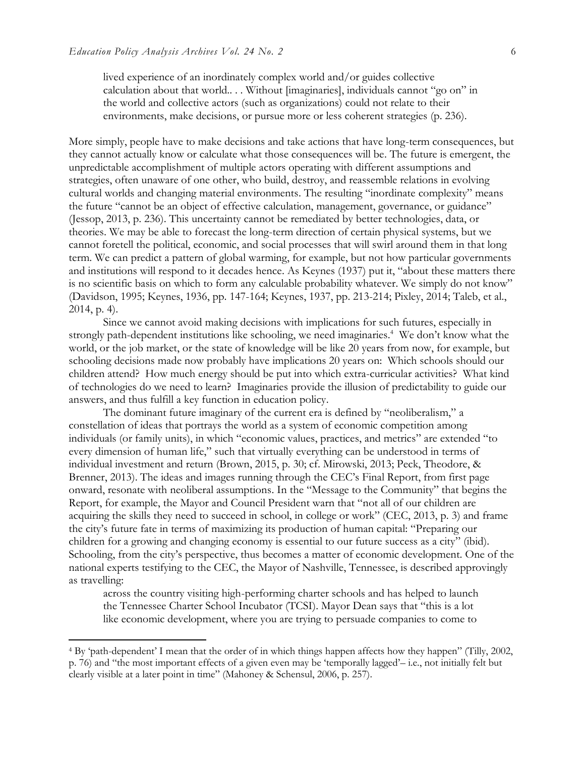> lived experience of an inordinately complex world and/or guides collective calculation about that world.. . . Without [imaginaries], individuals cannot "go on" in the world and collective actors (such as organizations) could not relate to their environments, make decisions, or pursue more or less coherent strategies (p. 236).

More simply, people have to make decisions and take actions that have long-term consequences, but they cannot actually know or calculate what those consequences will be. The future is emergent, the unpredictable accomplishment of multiple actors operating with different assumptions and strategies, often unaware of one other, who build, destroy, and reassemble relations in evolving cultural worlds and changing material environments. The resulting "inordinate complexity" means the future "cannot be an object of effective calculation, management, governance, or guidance" (Jessop, 2013, p. 236). This uncertainty cannot be remediated by better technologies, data, or theories. We may be able to forecast the long-term direction of certain physical systems, but we cannot foretell the political, economic, and social processes that will swirl around them in that long term. We can predict a pattern of global warming, for example, but not how particular governments and institutions will respond to it decades hence. As Keynes (1937) put it, "about these matters there is no scientific basis on which to form any calculable probability whatever. We simply do not know" (Davidson, 1995; Keynes, 1936, pp. 147-164; Keynes, 1937, pp. 213-214; Pixley, 2014; Taleb, et al., 2014, p. 4).

Since we cannot avoid making decisions with implications for such futures, especially in strongly path-dependent institutions like schooling, we need imaginaries.[4] We don't know what the world, or the job market, or the state of knowledge will be like 20 years from now, for example, but schooling decisions made now probably have implications 20 years on: Which schools should our children attend? How much energy should be put into which extra-curricular activities? What kind of technologies do we need to learn? Imaginaries provide the illusion of predictability to guide our answers, and thus fulfill a key function in education policy.

The dominant future imaginary of the current era is defined by "neoliberalism," a constellation of ideas that portrays the world as a system of economic competition among individuals (or family units), in which "economic values, practices, and metrics" are extended "to every dimension of human life," such that virtually everything can be understood in terms of individual investment and return (Brown, 2015, p. 30; cf. Mirowski, 2013; Peck, Theodore, & Brenner, 2013). The ideas and images running through the CEC's Final Report, from first page onward, resonate with neoliberal assumptions. In the "Message to the Community" that begins the Report, for example, the Mayor and Council President warn that "not all of our children are acquiring the skills they need to succeed in school, in college or work" (CEC, 2013, p. 3) and frame the city's future fate in terms of maximizing its production of human capital: "Preparing our children for a growing and changing economy is essential to our future success as a city" (ibid). Schooling, from the city's perspective, thus becomes a matter of economic development. One of the national experts testifying to the CEC, the Mayor of Nashville, Tennessee, is described approvingly as travelling:

> across the country visiting high-performing charter schools and has helped to launch the Tennessee Charter School Incubator (TCSI). Mayor Dean says that "this is a lot like economic development, where you are trying to persuade companies to come to

---

[4] By 'path-dependent' I mean that the order of in which things happen affects how they happen" (Tilly, 2002, p. 76) and "the most important effects of a given even may be 'temporally lagged'– i.e., not initially felt but clearly visible at a later point in time" (Mahoney & Schensul, 2006, p. 257).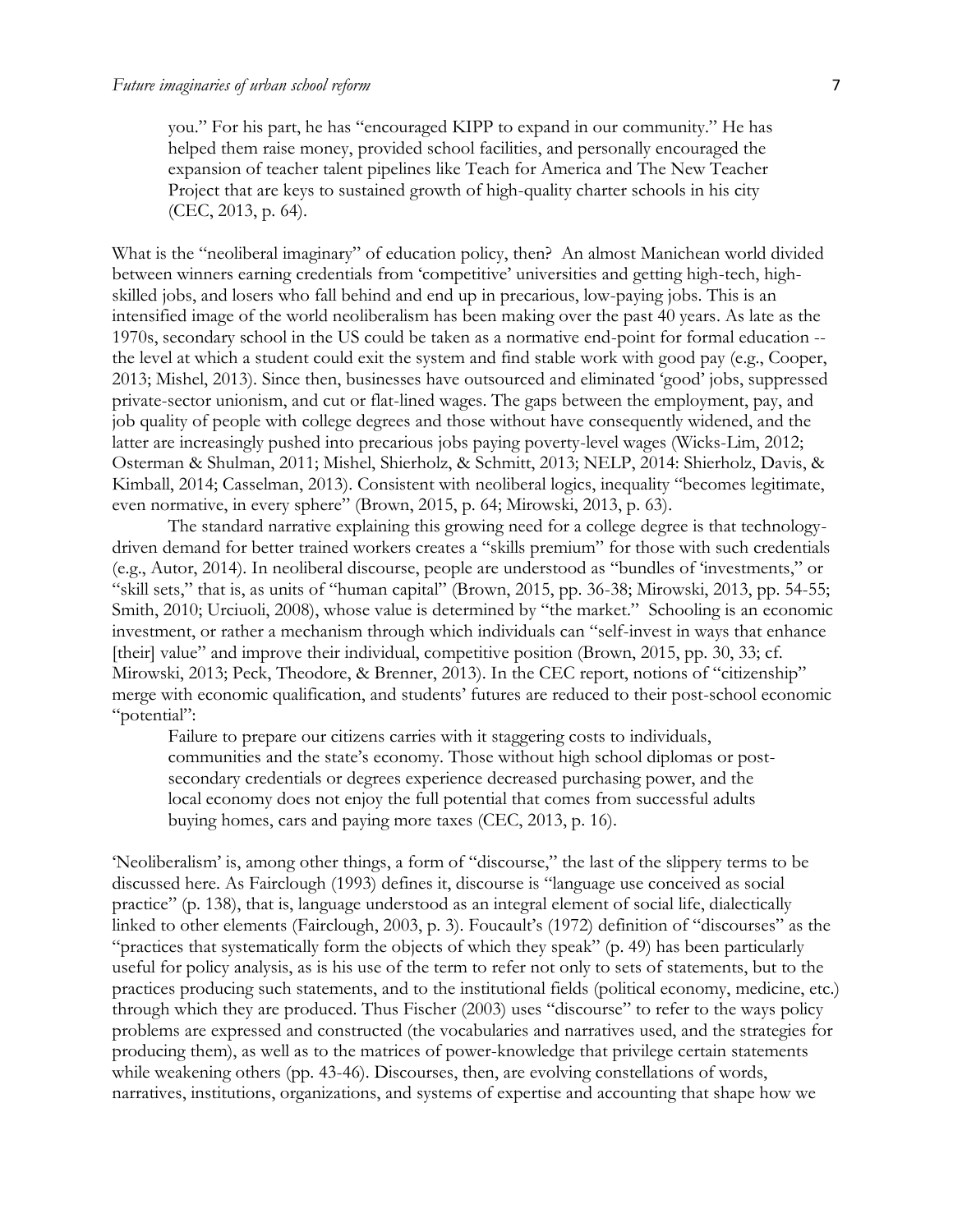> you." For his part, he has "encouraged KIPP to expand in our community." He has helped them raise money, provided school facilities, and personally encouraged the expansion of teacher talent pipelines like Teach for America and The New Teacher Project that are keys to sustained growth of high-quality charter schools in his city (CEC, 2013, p. 64).

What is the "neoliberal imaginary" of education policy, then? An almost Manichean world divided between winners earning credentials from 'competitive' universities and getting high-tech, high-skilled jobs, and losers who fall behind and end up in precarious, low-paying jobs. This is an intensified image of the world neoliberalism has been making over the past 40 years. As late as the 1970s, secondary school in the US could be taken as a normative end-point for formal education -- the level at which a student could exit the system and find stable work with good pay (e.g., Cooper, 2013; Mishel, 2013). Since then, businesses have outsourced and eliminated 'good' jobs, suppressed private-sector unionism, and cut or flat-lined wages. The gaps between the employment, pay, and job quality of people with college degrees and those without have consequently widened, and the latter are increasingly pushed into precarious jobs paying poverty-level wages (Wicks-Lim, 2012; Osterman & Shulman, 2011; Mishel, Shierholz, & Schmitt, 2013; NELP, 2014: Shierholz, Davis, & Kimball, 2014; Casselman, 2013). Consistent with neoliberal logics, inequality "becomes legitimate, even normative, in every sphere" (Brown, 2015, p. 64; Mirowski, 2013, p. 63).

The standard narrative explaining this growing need for a college degree is that technology-driven demand for better trained workers creates a "skills premium" for those with such credentials (e.g., Autor, 2014). In neoliberal discourse, people are understood as "bundles of 'investments," or "skill sets," that is, as units of "human capital" (Brown, 2015, pp. 36-38; Mirowski, 2013, pp. 54-55; Smith, 2010; Urciuoli, 2008), whose value is determined by "the market." Schooling is an economic investment, or rather a mechanism through which individuals can "self-invest in ways that enhance [their] value" and improve their individual, competitive position (Brown, 2015, pp. 30, 33; cf. Mirowski, 2013; Peck, Theodore, & Brenner, 2013). In the CEC report, notions of "citizenship" merge with economic qualification, and students' futures are reduced to their post-school economic "potential":

> Failure to prepare our citizens carries with it staggering costs to individuals, communities and the state's economy. Those without high school diplomas or post-secondary credentials or degrees experience decreased purchasing power, and the local economy does not enjoy the full potential that comes from successful adults buying homes, cars and paying more taxes (CEC, 2013, p. 16).

'Neoliberalism' is, among other things, a form of "discourse," the last of the slippery terms to be discussed here. As Fairclough (1993) defines it, discourse is "language use conceived as social practice" (p. 138), that is, language understood as an integral element of social life, dialectically linked to other elements (Fairclough, 2003, p. 3). Foucault's (1972) definition of "discourses" as the "practices that systematically form the objects of which they speak" (p. 49) has been particularly useful for policy analysis, as is his use of the term to refer not only to sets of statements, but to the practices producing such statements, and to the institutional fields (political economy, medicine, etc.) through which they are produced. Thus Fischer (2003) uses "discourse" to refer to the ways policy problems are expressed and constructed (the vocabularies and narratives used, and the strategies for producing them), as well as to the matrices of power-knowledge that privilege certain statements while weakening others (pp. 43-46). Discourses, then, are evolving constellations of words, narratives, institutions, organizations, and systems of expertise and accounting that shape how we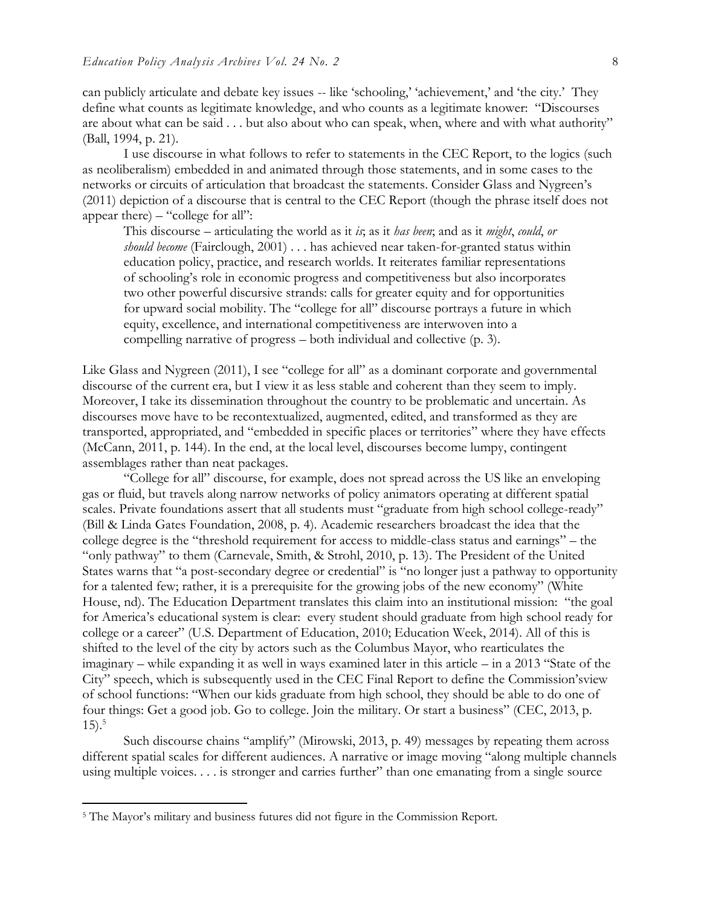can publicly articulate and debate key issues -- like 'schooling,' 'achievement,' and 'the city.' They define what counts as legitimate knowledge, and who counts as a legitimate knower: "Discourses are about what can be said . . . but also about who can speak, when, where and with what authority" (Ball, 1994, p. 21).

I use discourse in what follows to refer to statements in the CEC Report, to the logics (such as neoliberalism) embedded in and animated through those statements, and in some cases to the networks or circuits of articulation that broadcast the statements. Consider Glass and Nygreen's (2011) depiction of a discourse that is central to the CEC Report (though the phrase itself does not appear there) – "college for all":

> This discourse – articulating the world as it *is*; as it *has been*; and as it *might*, *could*, *or should become* (Fairclough, 2001) . . . has achieved near taken-for-granted status within education policy, practice, and research worlds. It reiterates familiar representations of schooling's role in economic progress and competitiveness but also incorporates two other powerful discursive strands: calls for greater equity and for opportunities for upward social mobility. The "college for all" discourse portrays a future in which equity, excellence, and international competitiveness are interwoven into a compelling narrative of progress – both individual and collective (p. 3).

Like Glass and Nygreen (2011), I see "college for all" as a dominant corporate and governmental discourse of the current era, but I view it as less stable and coherent than they seem to imply. Moreover, I take its dissemination throughout the country to be problematic and uncertain. As discourses move have to be recontextualized, augmented, edited, and transformed as they are transported, appropriated, and "embedded in specific places or territories" where they have effects (McCann, 2011, p. 144). In the end, at the local level, discourses become lumpy, contingent assemblages rather than neat packages.

"College for all" discourse, for example, does not spread across the US like an enveloping gas or fluid, but travels along narrow networks of policy animators operating at different spatial scales. Private foundations assert that all students must "graduate from high school college-ready" (Bill & Linda Gates Foundation, 2008, p. 4). Academic researchers broadcast the idea that the college degree is the "threshold requirement for access to middle-class status and earnings" – the "only pathway" to them (Carnevale, Smith, & Strohl, 2010, p. 13). The President of the United States warns that "a post-secondary degree or credential" is "no longer just a pathway to opportunity for a talented few; rather, it is a prerequisite for the growing jobs of the new economy" (White House, nd). The Education Department translates this claim into an institutional mission: "the goal for America's educational system is clear: every student should graduate from high school ready for college or a career" (U.S. Department of Education, 2010; Education Week, 2014). All of this is shifted to the level of the city by actors such as the Columbus Mayor, who rearticulates the imaginary – while expanding it as well in ways examined later in this article – in a 2013 "State of the City" speech, which is subsequently used in the CEC Final Report to define the Commission'sview of school functions: "When our kids graduate from high school, they should be able to do one of four things: Get a good job. Go to college. Join the military. Or start a business" (CEC, 2013, p. 15).[5]

Such discourse chains "amplify" (Mirowski, 2013, p. 49) messages by repeating them across different spatial scales for different audiences. A narrative or image moving "along multiple channels using multiple voices. . . . is stronger and carries further" than one emanating from a single source

---

[5] The Mayor's military and business futures did not figure in the Commission Report.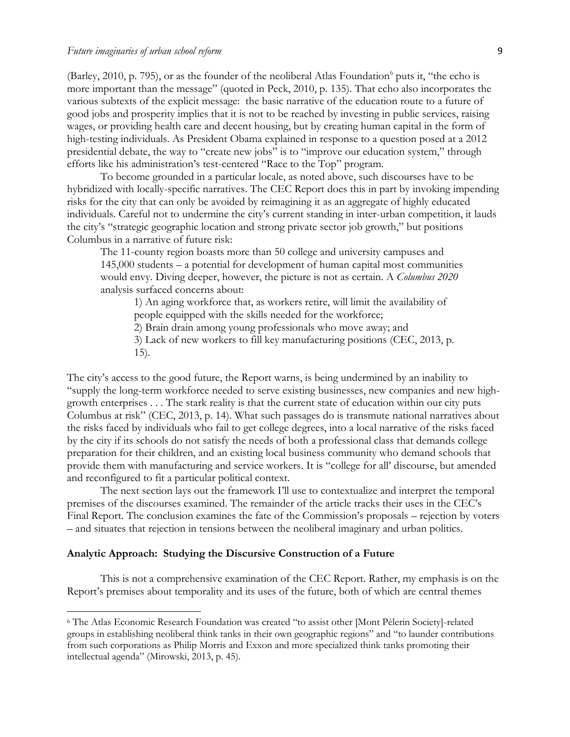(Barley, 2010, p. 795), or as the founder of the neoliberal Atlas Foundation[6] puts it, "the echo is more important than the message" (quoted in Peck, 2010, p. 135). That echo also incorporates the various subtexts of the explicit message: the basic narrative of the education route to a future of good jobs and prosperity implies that it is not to be reached by investing in public services, raising wages, or providing health care and decent housing, but by creating human capital in the form of high-testing individuals. As President Obama explained in response to a question posed at a 2012 presidential debate, the way to "create new jobs" is to "improve our education system," through efforts like his administration's test-centered "Race to the Top" program.

To become grounded in a particular locale, as noted above, such discourses have to be hybridized with locally-specific narratives. The CEC Report does this in part by invoking impending risks for the city that can only be avoided by reimagining it as an aggregate of highly educated individuals. Careful not to undermine the city's current standing in inter-urban competition, it lauds the city's "strategic geographic location and strong private sector job growth," but positions Columbus in a narrative of future risk:

> The 11-county region boasts more than 50 college and university campuses and 145,000 students – a potential for development of human capital most communities would envy. Diving deeper, however, the picture is not as certain. A *Columbus 2020* analysis surfaced concerns about:
>
> 1) An aging workforce that, as workers retire, will limit the availability of people equipped with the skills needed for the workforce;
> 2) Brain drain among young professionals who move away; and
> 3) Lack of new workers to fill key manufacturing positions (CEC, 2013, p. 15).

The city's access to the good future, the Report warns, is being undermined by an inability to "supply the long-term workforce needed to serve existing businesses, new companies and new high-growth enterprises . . . The stark reality is that the current state of education within our city puts Columbus at risk" (CEC, 2013, p. 14). What such passages do is transmute national narratives about the risks faced by individuals who fail to get college degrees, into a local narrative of the risks faced by the city if its schools do not satisfy the needs of both a professional class that demands college preparation for their children, and an existing local business community who demand schools that provide them with manufacturing and service workers. It is "college for all' discourse, but amended and reconfigured to fit a particular political context.

The next section lays out the framework I'll use to contextualize and interpret the temporal premises of the discourses examined. The remainder of the article tracks their uses in the CEC's Final Report. The conclusion examines the fate of the Commission's proposals – rejection by voters – and situates that rejection in tensions between the neoliberal imaginary and urban politics.

## Analytic Approach: Studying the Discursive Construction of a Future

This is not a comprehensive examination of the CEC Report. Rather, my emphasis is on the Report's premises about temporality and its uses of the future, both of which are central themes

---

[6] The Atlas Economic Research Foundation was created "to assist other [Mont Pèlerin Society]-related groups in establishing neoliberal think tanks in their own geographic regions" and "to launder contributions from such corporations as Philip Morris and Exxon and more specialized think tanks promoting their intellectual agenda" (Mirowski, 2013, p. 45).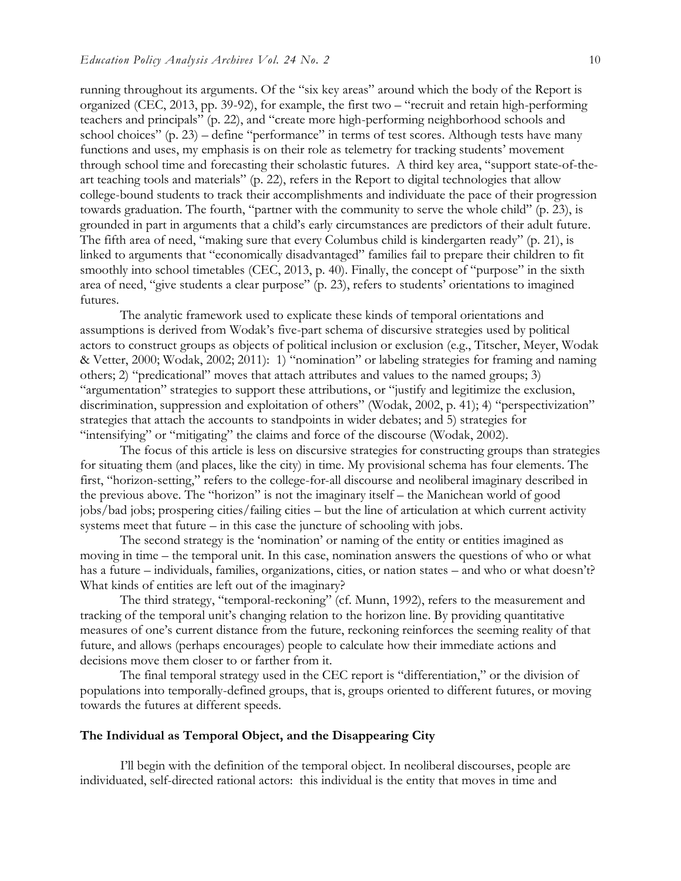running throughout its arguments. Of the "six key areas" around which the body of the Report is organized (CEC, 2013, pp. 39-92), for example, the first two – "recruit and retain high-performing teachers and principals" (p. 22), and "create more high-performing neighborhood schools and school choices" (p. 23) – define "performance" in terms of test scores. Although tests have many functions and uses, my emphasis is on their role as telemetry for tracking students' movement through school time and forecasting their scholastic futures. A third key area, "support state-of-the-art teaching tools and materials" (p. 22), refers in the Report to digital technologies that allow college-bound students to track their accomplishments and individuate the pace of their progression towards graduation. The fourth, "partner with the community to serve the whole child" (p. 23), is grounded in part in arguments that a child's early circumstances are predictors of their adult future. The fifth area of need, "making sure that every Columbus child is kindergarten ready" (p. 21), is linked to arguments that "economically disadvantaged" families fail to prepare their children to fit smoothly into school timetables (CEC, 2013, p. 40). Finally, the concept of "purpose" in the sixth area of need, "give students a clear purpose" (p. 23), refers to students' orientations to imagined futures.

The analytic framework used to explicate these kinds of temporal orientations and assumptions is derived from Wodak's five-part schema of discursive strategies used by political actors to construct groups as objects of political inclusion or exclusion (e.g., Titscher, Meyer, Wodak & Vetter, 2000; Wodak, 2002; 2011): 1) "nomination" or labeling strategies for framing and naming others; 2) "predicational" moves that attach attributes and values to the named groups; 3) "argumentation" strategies to support these attributions, or "justify and legitimize the exclusion, discrimination, suppression and exploitation of others" (Wodak, 2002, p. 41); 4) "perspectivization" strategies that attach the accounts to standpoints in wider debates; and 5) strategies for "intensifying" or "mitigating" the claims and force of the discourse (Wodak, 2002).

The focus of this article is less on discursive strategies for constructing groups than strategies for situating them (and places, like the city) in time. My provisional schema has four elements. The first, "horizon-setting," refers to the college-for-all discourse and neoliberal imaginary described in the previous above. The "horizon" is not the imaginary itself – the Manichean world of good jobs/bad jobs; prospering cities/failing cities – but the line of articulation at which current activity systems meet that future – in this case the juncture of schooling with jobs.

The second strategy is the 'nomination' or naming of the entity or entities imagined as moving in time – the temporal unit. In this case, nomination answers the questions of who or what has a future – individuals, families, organizations, cities, or nation states – and who or what doesn't? What kinds of entities are left out of the imaginary?

The third strategy, "temporal-reckoning" (cf. Munn, 1992), refers to the measurement and tracking of the temporal unit's changing relation to the horizon line. By providing quantitative measures of one's current distance from the future, reckoning reinforces the seeming reality of that future, and allows (perhaps encourages) people to calculate how their immediate actions and decisions move them closer to or farther from it.

The final temporal strategy used in the CEC report is "differentiation," or the division of populations into temporally-defined groups, that is, groups oriented to different futures, or moving towards the futures at different speeds.

## The Individual as Temporal Object, and the Disappearing City

I'll begin with the definition of the temporal object. In neoliberal discourses, people are individuated, self-directed rational actors: this individual is the entity that moves in time and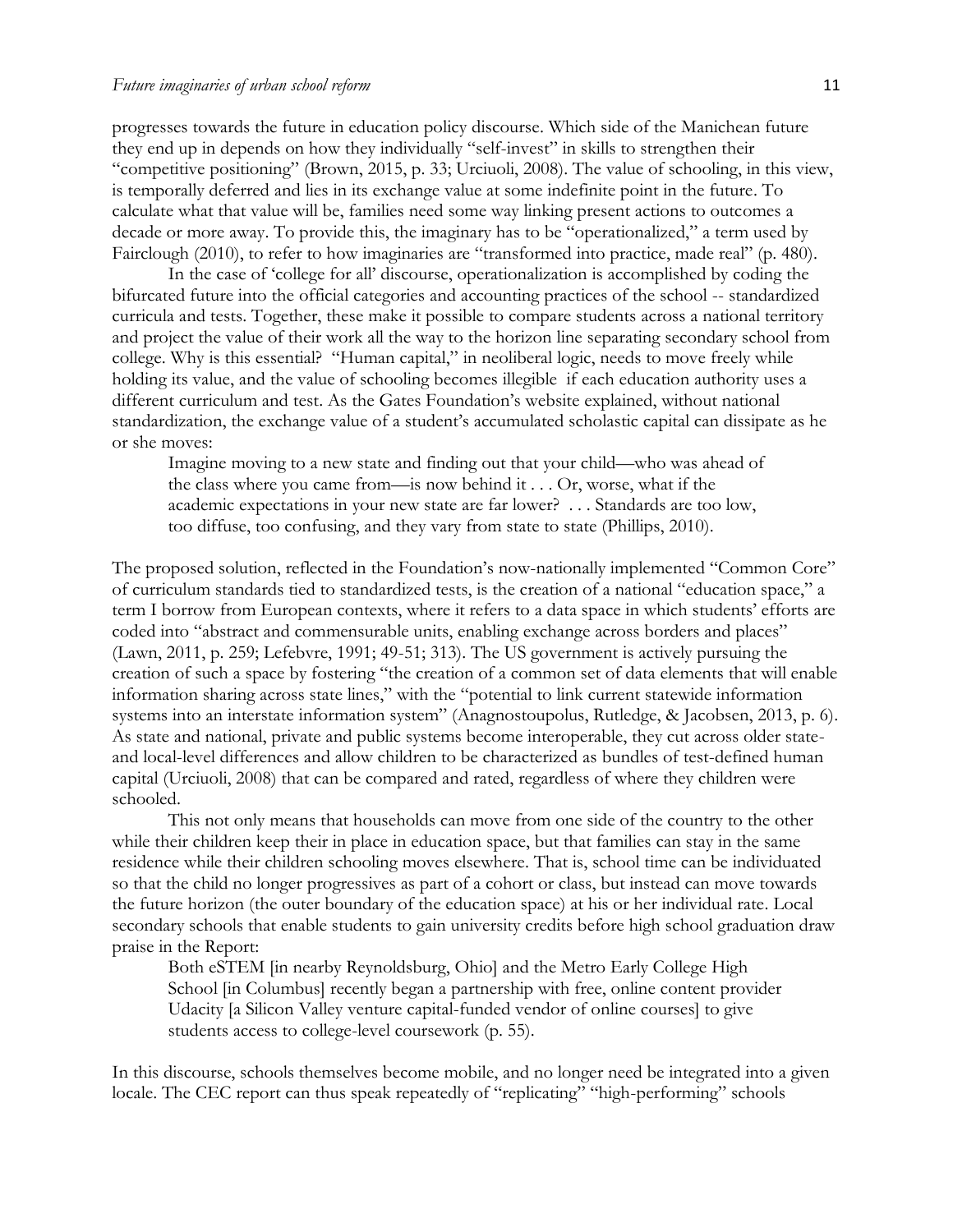progresses towards the future in education policy discourse. Which side of the Manichean future they end up in depends on how they individually "self-invest" in skills to strengthen their "competitive positioning" (Brown, 2015, p. 33; Urciuoli, 2008). The value of schooling, in this view, is temporally deferred and lies in its exchange value at some indefinite point in the future. To calculate what that value will be, families need some way linking present actions to outcomes a decade or more away. To provide this, the imaginary has to be "operationalized," a term used by Fairclough (2010), to refer to how imaginaries are "transformed into practice, made real" (p. 480).

In the case of 'college for all' discourse, operationalization is accomplished by coding the bifurcated future into the official categories and accounting practices of the school -- standardized curricula and tests. Together, these make it possible to compare students across a national territory and project the value of their work all the way to the horizon line separating secondary school from college. Why is this essential? "Human capital," in neoliberal logic, needs to move freely while holding its value, and the value of schooling becomes illegible if each education authority uses a different curriculum and test. As the Gates Foundation's website explained, without national standardization, the exchange value of a student's accumulated scholastic capital can dissipate as he or she moves:

> Imagine moving to a new state and finding out that your child—who was ahead of the class where you came from—is now behind it . . . Or, worse, what if the academic expectations in your new state are far lower? . . . Standards are too low, too diffuse, too confusing, and they vary from state to state (Phillips, 2010).

The proposed solution, reflected in the Foundation's now-nationally implemented "Common Core" of curriculum standards tied to standardized tests, is the creation of a national "education space," a term I borrow from European contexts, where it refers to a data space in which students' efforts are coded into "abstract and commensurable units, enabling exchange across borders and places" (Lawn, 2011, p. 259; Lefebvre, 1991; 49-51; 313). The US government is actively pursuing the creation of such a space by fostering "the creation of a common set of data elements that will enable information sharing across state lines," with the "potential to link current statewide information systems into an interstate information system" (Anagnostoupolus, Rutledge, & Jacobsen, 2013, p. 6). As state and national, private and public systems become interoperable, they cut across older state- and local-level differences and allow children to be characterized as bundles of test-defined human capital (Urciuoli, 2008) that can be compared and rated, regardless of where they children were schooled.

This not only means that households can move from one side of the country to the other while their children keep their in place in education space, but that families can stay in the same residence while their children schooling moves elsewhere. That is, school time can be individuated so that the child no longer progressives as part of a cohort or class, but instead can move towards the future horizon (the outer boundary of the education space) at his or her individual rate. Local secondary schools that enable students to gain university credits before high school graduation draw praise in the Report:

> Both eSTEM [in nearby Reynoldsburg, Ohio] and the Metro Early College High School [in Columbus] recently began a partnership with free, online content provider Udacity [a Silicon Valley venture capital-funded vendor of online courses] to give students access to college-level coursework (p. 55).

In this discourse, schools themselves become mobile, and no longer need be integrated into a given locale. The CEC report can thus speak repeatedly of "replicating" "high-performing" schools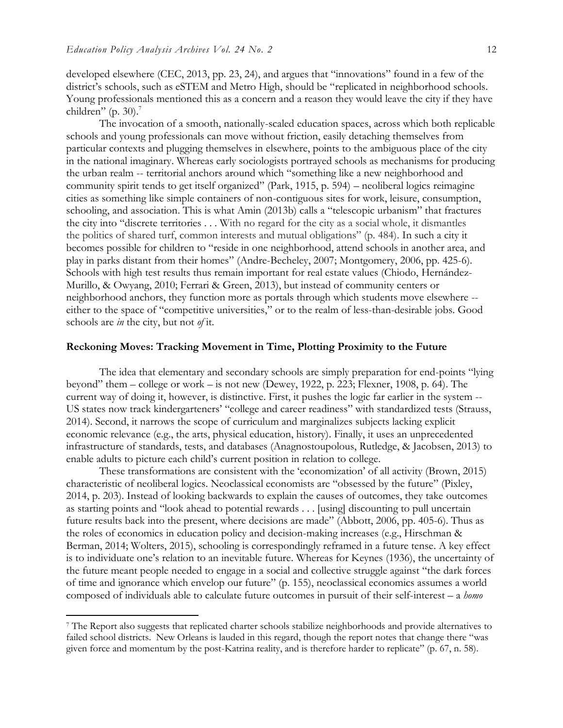developed elsewhere (CEC, 2013, pp. 23, 24), and argues that "innovations" found in a few of the district's schools, such as eSTEM and Metro High, should be "replicated in neighborhood schools. Young professionals mentioned this as a concern and a reason they would leave the city if they have children" (p. 30).[7]

The invocation of a smooth, nationally-scaled education spaces, across which both replicable schools and young professionals can move without friction, easily detaching themselves from particular contexts and plugging themselves in elsewhere, points to the ambiguous place of the city in the national imaginary. Whereas early sociologists portrayed schools as mechanisms for producing the urban realm -- territorial anchors around which "something like a new neighborhood and community spirit tends to get itself organized" (Park, 1915, p. 594) – neoliberal logics reimagine cities as something like simple containers of non-contiguous sites for work, leisure, consumption, schooling, and association. This is what Amin (2013b) calls a "telescopic urbanism" that fractures the city into "discrete territories . . . With no regard for the city as a social whole, it dismantles the politics of shared turf, common interests and mutual obligations" (p. 484). In such a city it becomes possible for children to "reside in one neighborhood, attend schools in another area, and play in parks distant from their homes" (Andre-Becheley, 2007; Montgomery, 2006, pp. 425-6). Schools with high test results thus remain important for real estate values (Chiodo, Hernández-Murillo, & Owyang, 2010; Ferrari & Green, 2013), but instead of community centers or neighborhood anchors, they function more as portals through which students move elsewhere -- either to the space of "competitive universities," or to the realm of less-than-desirable jobs. Good schools are *in* the city, but not *of* it.

## Reckoning Moves: Tracking Movement in Time, Plotting Proximity to the Future

The idea that elementary and secondary schools are simply preparation for end-points "lying beyond" them – college or work – is not new (Dewey, 1922, p. 223; Flexner, 1908, p. 64). The current way of doing it, however, is distinctive. First, it pushes the logic far earlier in the system -- US states now track kindergarteners' "college and career readiness" with standardized tests (Strauss, 2014). Second, it narrows the scope of curriculum and marginalizes subjects lacking explicit economic relevance (e.g., the arts, physical education, history). Finally, it uses an unprecedented infrastructure of standards, tests, and databases (Anagnostoupolous, Rutledge, & Jacobsen, 2013) to enable adults to picture each child's current position in relation to college.

These transformations are consistent with the 'economization' of all activity (Brown, 2015) characteristic of neoliberal logics. Neoclassical economists are "obsessed by the future" (Pixley, 2014, p. 203). Instead of looking backwards to explain the causes of outcomes, they take outcomes as starting points and "look ahead to potential rewards . . . [using] discounting to pull uncertain future results back into the present, where decisions are made" (Abbott, 2006, pp. 405-6). Thus as the roles of economics in education policy and decision-making increases (e.g., Hirschman & Berman, 2014; Wolters, 2015), schooling is correspondingly reframed in a future tense. A key effect is to individuate one's relation to an inevitable future. Whereas for Keynes (1936), the uncertainty of the future meant people needed to engage in a social and collective struggle against "the dark forces of time and ignorance which envelop our future" (p. 155), neoclassical economics assumes a world composed of individuals able to calculate future outcomes in pursuit of their self-interest – a *homo*

[7] The Report also suggests that replicated charter schools stabilize neighborhoods and provide alternatives to failed school districts. New Orleans is lauded in this regard, though the report notes that change there "was given force and momentum by the post-Katrina reality, and is therefore harder to replicate" (p. 67, n. 58).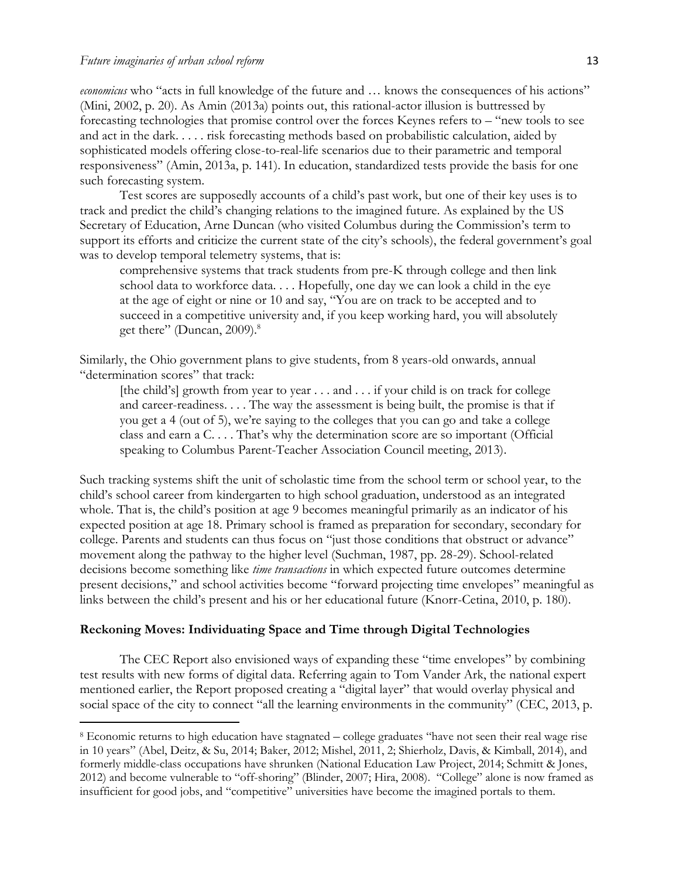*economicus* who "acts in full knowledge of the future and … knows the consequences of his actions" (Mini, 2002, p. 20). As Amin (2013a) points out, this rational-actor illusion is buttressed by forecasting technologies that promise control over the forces Keynes refers to – "new tools to see and act in the dark. . . . . risk forecasting methods based on probabilistic calculation, aided by sophisticated models offering close-to-real-life scenarios due to their parametric and temporal responsiveness" (Amin, 2013a, p. 141). In education, standardized tests provide the basis for one such forecasting system.

Test scores are supposedly accounts of a child's past work, but one of their key uses is to track and predict the child's changing relations to the imagined future. As explained by the US Secretary of Education, Arne Duncan (who visited Columbus during the Commission's term to support its efforts and criticize the current state of the city's schools), the federal government's goal was to develop temporal telemetry systems, that is:

> comprehensive systems that track students from pre-K through college and then link school data to workforce data. . . . Hopefully, one day we can look a child in the eye at the age of eight or nine or 10 and say, "You are on track to be accepted and to succeed in a competitive university and, if you keep working hard, you will absolutely get there" (Duncan, 2009).[8]

Similarly, the Ohio government plans to give students, from 8 years-old onwards, annual "determination scores" that track:

> [the child's] growth from year to year . . . and . . . if your child is on track for college and career-readiness. . . . The way the assessment is being built, the promise is that if you get a 4 (out of 5), we're saying to the colleges that you can go and take a college class and earn a C. . . . That's why the determination score are so important (Official speaking to Columbus Parent-Teacher Association Council meeting, 2013).

Such tracking systems shift the unit of scholastic time from the school term or school year, to the child's school career from kindergarten to high school graduation, understood as an integrated whole. That is, the child's position at age 9 becomes meaningful primarily as an indicator of his expected position at age 18. Primary school is framed as preparation for secondary, secondary for college. Parents and students can thus focus on "just those conditions that obstruct or advance" movement along the pathway to the higher level (Suchman, 1987, pp. 28-29). School-related decisions become something like *time transactions* in which expected future outcomes determine present decisions," and school activities become "forward projecting time envelopes" meaningful as links between the child's present and his or her educational future (Knorr-Cetina, 2010, p. 180).

## Reckoning Moves: Individuating Space and Time through Digital Technologies

The CEC Report also envisioned ways of expanding these "time envelopes" by combining test results with new forms of digital data. Referring again to Tom Vander Ark, the national expert mentioned earlier, the Report proposed creating a "digital layer" that would overlay physical and social space of the city to connect "all the learning environments in the community" (CEC, 2013, p.

---

[8] Economic returns to high education have stagnated – college graduates "have not seen their real wage rise in 10 years" (Abel, Deitz, & Su, 2014; Baker, 2012; Mishel, 2011, 2; Shierholz, Davis, & Kimball, 2014), and formerly middle-class occupations have shrunken (National Education Law Project, 2014; Schmitt & Jones, 2012) and become vulnerable to "off-shoring" (Blinder, 2007; Hira, 2008). "College" alone is now framed as insufficient for good jobs, and "competitive" universities have become the imagined portals to them.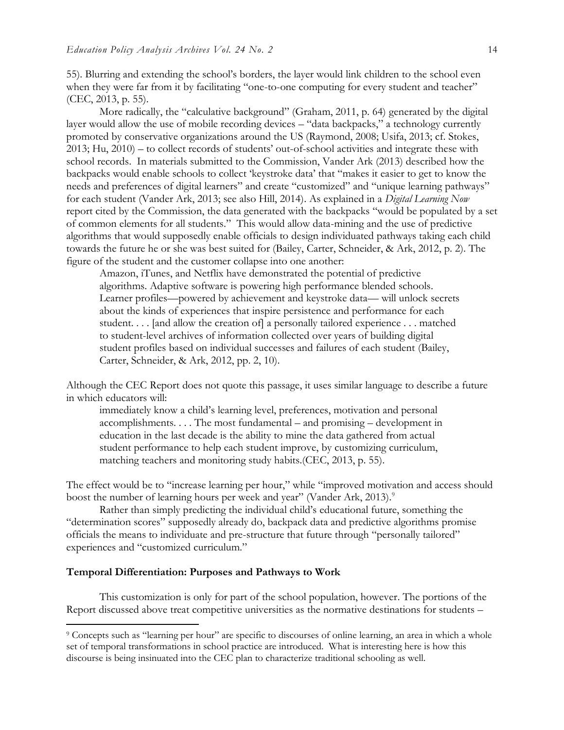55). Blurring and extending the school's borders, the layer would link children to the school even when they were far from it by facilitating "one-to-one computing for every student and teacher" (CEC, 2013, p. 55).

More radically, the "calculative background" (Graham, 2011, p. 64) generated by the digital layer would allow the use of mobile recording devices – "data backpacks," a technology currently promoted by conservative organizations around the US (Raymond, 2008; Usifa, 2013; cf. Stokes, 2013; Hu, 2010) – to collect records of students' out-of-school activities and integrate these with school records. In materials submitted to the Commission, Vander Ark (2013) described how the backpacks would enable schools to collect 'keystroke data' that "makes it easier to get to know the needs and preferences of digital learners" and create "customized" and "unique learning pathways" for each student (Vander Ark, 2013; see also Hill, 2014). As explained in a *Digital Learning Now* report cited by the Commission, the data generated with the backpacks "would be populated by a set of common elements for all students." This would allow data-mining and the use of predictive algorithms that would supposedly enable officials to design individuated pathways taking each child towards the future he or she was best suited for (Bailey, Carter, Schneider, & Ark, 2012, p. 2). The figure of the student and the customer collapse into one another:

> Amazon, iTunes, and Netflix have demonstrated the potential of predictive algorithms. Adaptive software is powering high performance blended schools. Learner profiles—powered by achievement and keystroke data— will unlock secrets about the kinds of experiences that inspire persistence and performance for each student. . . . [and allow the creation of] a personally tailored experience . . . matched to student-level archives of information collected over years of building digital student profiles based on individual successes and failures of each student (Bailey, Carter, Schneider, & Ark, 2012, pp. 2, 10).

Although the CEC Report does not quote this passage, it uses similar language to describe a future in which educators will:

> immediately know a child's learning level, preferences, motivation and personal accomplishments. . . . The most fundamental – and promising – development in education in the last decade is the ability to mine the data gathered from actual student performance to help each student improve, by customizing curriculum, matching teachers and monitoring study habits.(CEC, 2013, p. 55).

The effect would be to "increase learning per hour," while "improved motivation and access should boost the number of learning hours per week and year" (Vander Ark, 2013).[9]

Rather than simply predicting the individual child's educational future, something the "determination scores" supposedly already do, backpack data and predictive algorithms promise officials the means to individuate and pre-structure that future through "personally tailored" experiences and "customized curriculum."

**Temporal Differentiation: Purposes and Pathways to Work**

This customization is only for part of the school population, however. The portions of the Report discussed above treat competitive universities as the normative destinations for students –

[9] Concepts such as "learning per hour" are specific to discourses of online learning, an area in which a whole set of temporal transformations in school practice are introduced. What is interesting here is how this discourse is being insinuated into the CEC plan to characterize traditional schooling as well.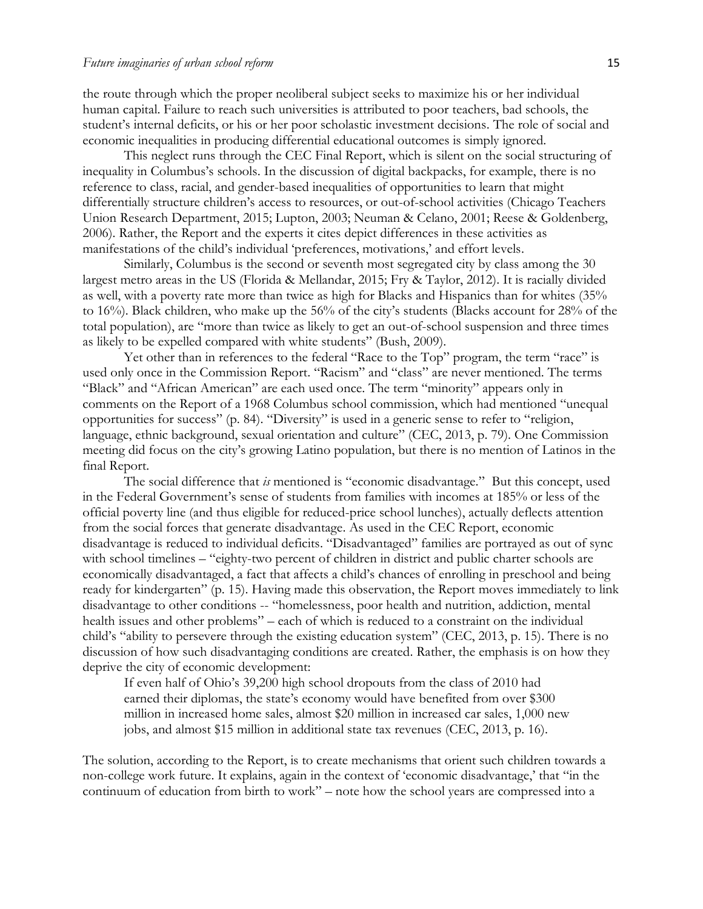the route through which the proper neoliberal subject seeks to maximize his or her individual human capital. Failure to reach such universities is attributed to poor teachers, bad schools, the student's internal deficits, or his or her poor scholastic investment decisions. The role of social and economic inequalities in producing differential educational outcomes is simply ignored.

This neglect runs through the CEC Final Report, which is silent on the social structuring of inequality in Columbus's schools. In the discussion of digital backpacks, for example, there is no reference to class, racial, and gender-based inequalities of opportunities to learn that might differentially structure children's access to resources, or out-of-school activities (Chicago Teachers Union Research Department, 2015; Lupton, 2003; Neuman & Celano, 2001; Reese & Goldenberg, 2006). Rather, the Report and the experts it cites depict differences in these activities as manifestations of the child's individual 'preferences, motivations,' and effort levels.

Similarly, Columbus is the second or seventh most segregated city by class among the 30 largest metro areas in the US (Florida & Mellandar, 2015; Fry & Taylor, 2012). It is racially divided as well, with a poverty rate more than twice as high for Blacks and Hispanics than for whites (35% to 16%). Black children, who make up the 56% of the city's students (Blacks account for 28% of the total population), are "more than twice as likely to get an out-of-school suspension and three times as likely to be expelled compared with white students" (Bush, 2009).

Yet other than in references to the federal "Race to the Top" program, the term "race" is used only once in the Commission Report. "Racism" and "class" are never mentioned. The terms "Black" and "African American" are each used once. The term "minority" appears only in comments on the Report of a 1968 Columbus school commission, which had mentioned "unequal opportunities for success" (p. 84). "Diversity" is used in a generic sense to refer to "religion, language, ethnic background, sexual orientation and culture" (CEC, 2013, p. 79). One Commission meeting did focus on the city's growing Latino population, but there is no mention of Latinos in the final Report.

The social difference that *is* mentioned is "economic disadvantage." But this concept, used in the Federal Government's sense of students from families with incomes at 185% or less of the official poverty line (and thus eligible for reduced-price school lunches), actually deflects attention from the social forces that generate disadvantage. As used in the CEC Report, economic disadvantage is reduced to individual deficits. "Disadvantaged" families are portrayed as out of sync with school timelines – "eighty-two percent of children in district and public charter schools are economically disadvantaged, a fact that affects a child's chances of enrolling in preschool and being ready for kindergarten" (p. 15). Having made this observation, the Report moves immediately to link disadvantage to other conditions -- "homelessness, poor health and nutrition, addiction, mental health issues and other problems" – each of which is reduced to a constraint on the individual child's "ability to persevere through the existing education system" (CEC, 2013, p. 15). There is no discussion of how such disadvantaging conditions are created. Rather, the emphasis is on how they deprive the city of economic development:

> If even half of Ohio's 39,200 high school dropouts from the class of 2010 had earned their diplomas, the state's economy would have benefited from over $300 million in increased home sales, almost $20 million in increased car sales, 1,000 new jobs, and almost $15 million in additional state tax revenues (CEC, 2013, p. 16).

The solution, according to the Report, is to create mechanisms that orient such children towards a non-college work future. It explains, again in the context of 'economic disadvantage,' that "in the continuum of education from birth to work" – note how the school years are compressed into a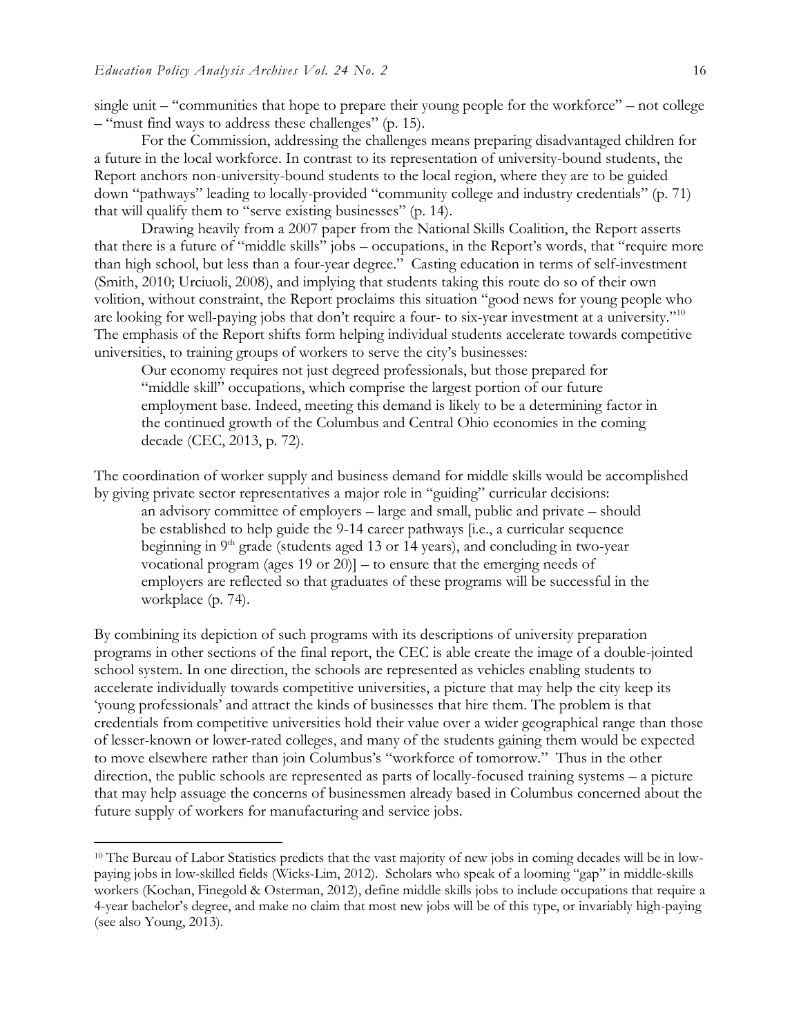single unit – "communities that hope to prepare their young people for the workforce" – not college – "must find ways to address these challenges" (p. 15).

For the Commission, addressing the challenges means preparing disadvantaged children for a future in the local workforce. In contrast to its representation of university-bound students, the Report anchors non-university-bound students to the local region, where they are to be guided down "pathways" leading to locally-provided "community college and industry credentials" (p. 71) that will qualify them to "serve existing businesses" (p. 14).

Drawing heavily from a 2007 paper from the National Skills Coalition, the Report asserts that there is a future of "middle skills" jobs – occupations, in the Report's words, that "require more than high school, but less than a four-year degree." Casting education in terms of self-investment (Smith, 2010; Urciuoli, 2008), and implying that students taking this route do so of their own volition, without constraint, the Report proclaims this situation "good news for young people who are looking for well-paying jobs that don't require a four- to six-year investment at a university."[10] The emphasis of the Report shifts form helping individual students accelerate towards competitive universities, to training groups of workers to serve the city's businesses:

> Our economy requires not just degreed professionals, but those prepared for "middle skill" occupations, which comprise the largest portion of our future employment base. Indeed, meeting this demand is likely to be a determining factor in the continued growth of the Columbus and Central Ohio economies in the coming decade (CEC, 2013, p. 72).

The coordination of worker supply and business demand for middle skills would be accomplished by giving private sector representatives a major role in "guiding" curricular decisions:

> an advisory committee of employers – large and small, public and private – should be established to help guide the 9-14 career pathways [i.e., a curricular sequence beginning in 9th grade (students aged 13 or 14 years), and concluding in two-year vocational program (ages 19 or 20)] – to ensure that the emerging needs of employers are reflected so that graduates of these programs will be successful in the workplace (p. 74).

By combining its depiction of such programs with its descriptions of university preparation programs in other sections of the final report, the CEC is able create the image of a double-jointed school system. In one direction, the schools are represented as vehicles enabling students to accelerate individually towards competitive universities, a picture that may help the city keep its 'young professionals' and attract the kinds of businesses that hire them. The problem is that credentials from competitive universities hold their value over a wider geographical range than those of lesser-known or lower-rated colleges, and many of the students gaining them would be expected to move elsewhere rather than join Columbus's "workforce of tomorrow." Thus in the other direction, the public schools are represented as parts of locally-focused training systems – a picture that may help assuage the concerns of businessmen already based in Columbus concerned about the future supply of workers for manufacturing and service jobs.

---

[10] The Bureau of Labor Statistics predicts that the vast majority of new jobs in coming decades will be in low-paying jobs in low-skilled fields (Wicks-Lim, 2012). Scholars who speak of a looming "gap" in middle-skills workers (Kochan, Finegold & Osterman, 2012), define middle skills jobs to include occupations that require a 4-year bachelor's degree, and make no claim that most new jobs will be of this type, or invariably high-paying (see also Young, 2013).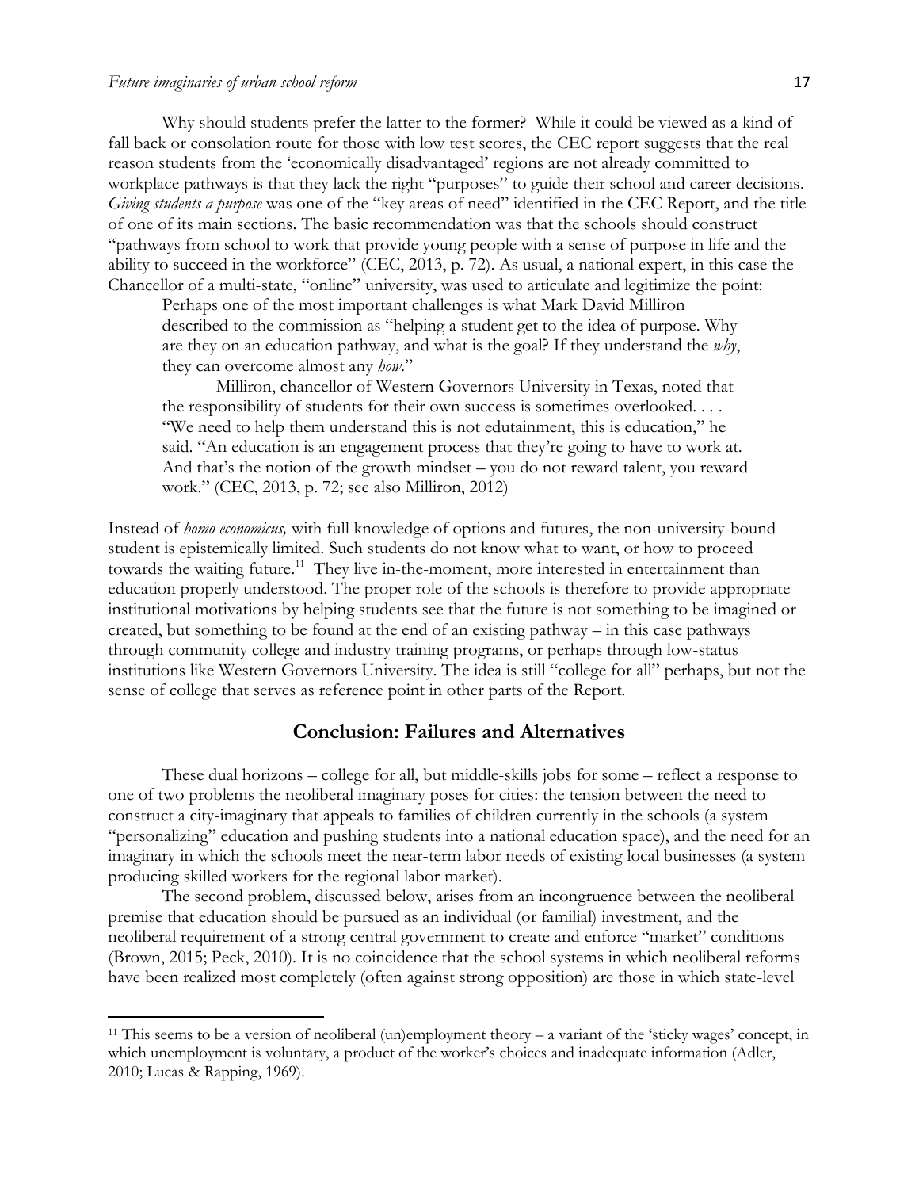Why should students prefer the latter to the former? While it could be viewed as a kind of fall back or consolation route for those with low test scores, the CEC report suggests that the real reason students from the 'economically disadvantaged' regions are not already committed to workplace pathways is that they lack the right "purposes" to guide their school and career decisions. *Giving students a purpose* was one of the "key areas of need" identified in the CEC Report, and the title of one of its main sections. The basic recommendation was that the schools should construct "pathways from school to work that provide young people with a sense of purpose in life and the ability to succeed in the workforce" (CEC, 2013, p. 72). As usual, a national expert, in this case the Chancellor of a multi-state, "online" university, was used to articulate and legitimize the point:

> Perhaps one of the most important challenges is what Mark David Milliron described to the commission as "helping a student get to the idea of purpose. Why are they on an education pathway, and what is the goal? If they understand the *why*, they can overcome almost any *how*."
>
> Milliron, chancellor of Western Governors University in Texas, noted that the responsibility of students for their own success is sometimes overlooked. . . . "We need to help them understand this is not edutainment, this is education," he said. "An education is an engagement process that they're going to have to work at. And that's the notion of the growth mindset – you do not reward talent, you reward work." (CEC, 2013, p. 72; see also Milliron, 2012)

Instead of *homo economicus,* with full knowledge of options and futures, the non-university-bound student is epistemically limited. Such students do not know what to want, or how to proceed towards the waiting future.[11] They live in-the-moment, more interested in entertainment than education properly understood. The proper role of the schools is therefore to provide appropriate institutional motivations by helping students see that the future is not something to be imagined or created, but something to be found at the end of an existing pathway – in this case pathways through community college and industry training programs, or perhaps through low-status institutions like Western Governors University. The idea is still "college for all" perhaps, but not the sense of college that serves as reference point in other parts of the Report.

## Conclusion: Failures and Alternatives

These dual horizons – college for all, but middle-skills jobs for some – reflect a response to one of two problems the neoliberal imaginary poses for cities: the tension between the need to construct a city-imaginary that appeals to families of children currently in the schools (a system "personalizing" education and pushing students into a national education space), and the need for an imaginary in which the schools meet the near-term labor needs of existing local businesses (a system producing skilled workers for the regional labor market).

The second problem, discussed below, arises from an incongruence between the neoliberal premise that education should be pursued as an individual (or familial) investment, and the neoliberal requirement of a strong central government to create and enforce "market" conditions (Brown, 2015; Peck, 2010). It is no coincidence that the school systems in which neoliberal reforms have been realized most completely (often against strong opposition) are those in which state-level

---

[11] This seems to be a version of neoliberal (un)employment theory – a variant of the 'sticky wages' concept, in which unemployment is voluntary, a product of the worker's choices and inadequate information (Adler, 2010; Lucas & Rapping, 1969).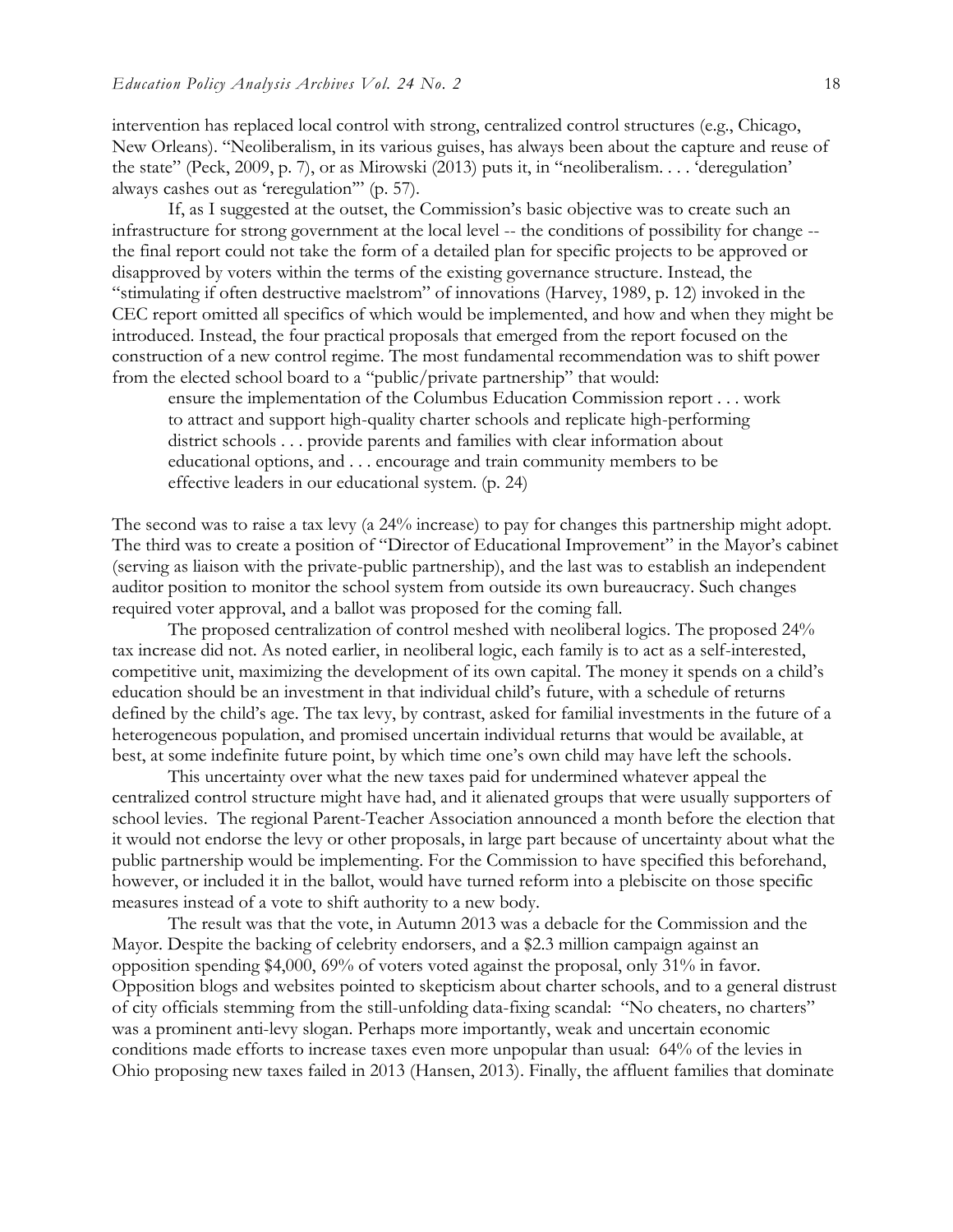intervention has replaced local control with strong, centralized control structures (e.g., Chicago, New Orleans). "Neoliberalism, in its various guises, has always been about the capture and reuse of the state" (Peck, 2009, p. 7), or as Mirowski (2013) puts it, in "neoliberalism. . . . 'deregulation' always cashes out as 'reregulation'" (p. 57).

If, as I suggested at the outset, the Commission's basic objective was to create such an infrastructure for strong government at the local level -- the conditions of possibility for change -- the final report could not take the form of a detailed plan for specific projects to be approved or disapproved by voters within the terms of the existing governance structure. Instead, the "stimulating if often destructive maelstrom" of innovations (Harvey, 1989, p. 12) invoked in the CEC report omitted all specifics of which would be implemented, and how and when they might be introduced. Instead, the four practical proposals that emerged from the report focused on the construction of a new control regime. The most fundamental recommendation was to shift power from the elected school board to a "public/private partnership" that would:

> ensure the implementation of the Columbus Education Commission report . . . work to attract and support high-quality charter schools and replicate high-performing district schools . . . provide parents and families with clear information about educational options, and . . . encourage and train community members to be effective leaders in our educational system. (p. 24)

The second was to raise a tax levy (a 24% increase) to pay for changes this partnership might adopt. The third was to create a position of "Director of Educational Improvement" in the Mayor's cabinet (serving as liaison with the private-public partnership), and the last was to establish an independent auditor position to monitor the school system from outside its own bureaucracy. Such changes required voter approval, and a ballot was proposed for the coming fall.

The proposed centralization of control meshed with neoliberal logics. The proposed 24% tax increase did not. As noted earlier, in neoliberal logic, each family is to act as a self-interested, competitive unit, maximizing the development of its own capital. The money it spends on a child's education should be an investment in that individual child's future, with a schedule of returns defined by the child's age. The tax levy, by contrast, asked for familial investments in the future of a heterogeneous population, and promised uncertain individual returns that would be available, at best, at some indefinite future point, by which time one's own child may have left the schools.

This uncertainty over what the new taxes paid for undermined whatever appeal the centralized control structure might have had, and it alienated groups that were usually supporters of school levies. The regional Parent-Teacher Association announced a month before the election that it would not endorse the levy or other proposals, in large part because of uncertainty about what the public partnership would be implementing. For the Commission to have specified this beforehand, however, or included it in the ballot, would have turned reform into a plebiscite on those specific measures instead of a vote to shift authority to a new body.

The result was that the vote, in Autumn 2013 was a debacle for the Commission and the Mayor. Despite the backing of celebrity endorsers, and a $2.3 million campaign against an opposition spending $4,000, 69% of voters voted against the proposal, only 31% in favor. Opposition blogs and websites pointed to skepticism about charter schools, and to a general distrust of city officials stemming from the still-unfolding data-fixing scandal: "No cheaters, no charters" was a prominent anti-levy slogan. Perhaps more importantly, weak and uncertain economic conditions made efforts to increase taxes even more unpopular than usual: 64% of the levies in Ohio proposing new taxes failed in 2013 (Hansen, 2013). Finally, the affluent families that dominate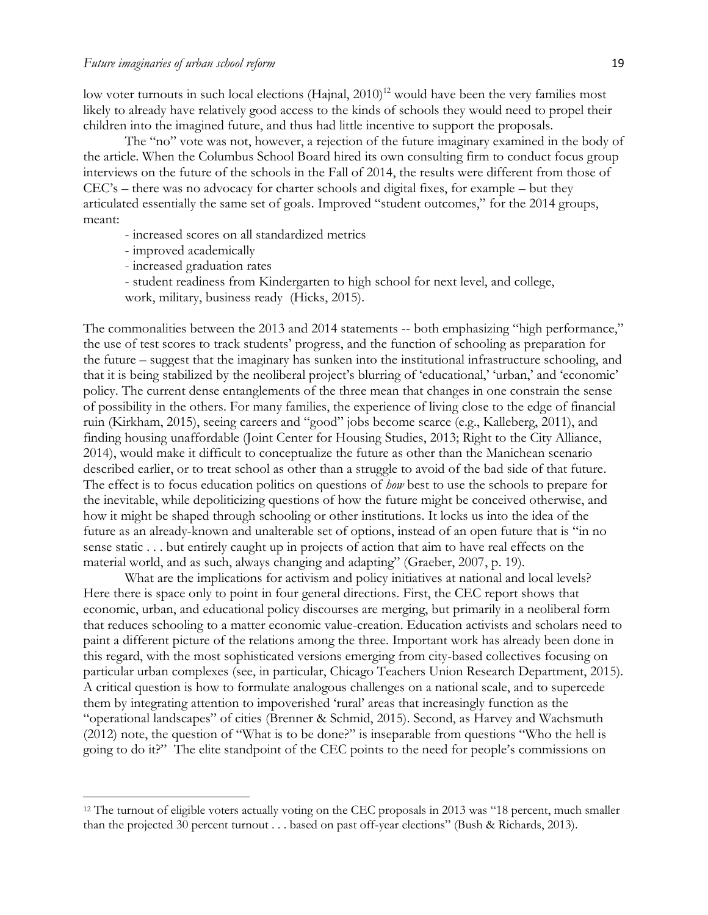low voter turnouts in such local elections (Hajnal, 2010)[12] would have been the very families most likely to already have relatively good access to the kinds of schools they would need to propel their children into the imagined future, and thus had little incentive to support the proposals.

The "no" vote was not, however, a rejection of the future imaginary examined in the body of the article. When the Columbus School Board hired its own consulting firm to conduct focus group interviews on the future of the schools in the Fall of 2014, the results were different from those of CEC's – there was no advocacy for charter schools and digital fixes, for example – but they articulated essentially the same set of goals. Improved "student outcomes," for the 2014 groups, meant:

- increased scores on all standardized metrics
- improved academically
- increased graduation rates
- student readiness from Kindergarten to high school for next level, and college, work, military, business ready (Hicks, 2015).

The commonalities between the 2013 and 2014 statements -- both emphasizing "high performance," the use of test scores to track students' progress, and the function of schooling as preparation for the future – suggest that the imaginary has sunken into the institutional infrastructure schooling, and that it is being stabilized by the neoliberal project's blurring of 'educational,' 'urban,' and 'economic' policy. The current dense entanglements of the three mean that changes in one constrain the sense of possibility in the others. For many families, the experience of living close to the edge of financial ruin (Kirkham, 2015), seeing careers and "good" jobs become scarce (e.g., Kalleberg, 2011), and finding housing unaffordable (Joint Center for Housing Studies, 2013; Right to the City Alliance, 2014), would make it difficult to conceptualize the future as other than the Manichean scenario described earlier, or to treat school as other than a struggle to avoid of the bad side of that future. The effect is to focus education politics on questions of *how* best to use the schools to prepare for the inevitable, while depoliticizing questions of how the future might be conceived otherwise, and how it might be shaped through schooling or other institutions. It locks us into the idea of the future as an already-known and unalterable set of options, instead of an open future that is "in no sense static . . . but entirely caught up in projects of action that aim to have real effects on the material world, and as such, always changing and adapting" (Graeber, 2007, p. 19).

What are the implications for activism and policy initiatives at national and local levels? Here there is space only to point in four general directions. First, the CEC report shows that economic, urban, and educational policy discourses are merging, but primarily in a neoliberal form that reduces schooling to a matter economic value-creation. Education activists and scholars need to paint a different picture of the relations among the three. Important work has already been done in this regard, with the most sophisticated versions emerging from city-based collectives focusing on particular urban complexes (see, in particular, Chicago Teachers Union Research Department, 2015). A critical question is how to formulate analogous challenges on a national scale, and to supercede them by integrating attention to impoverished 'rural' areas that increasingly function as the "operational landscapes" of cities (Brenner & Schmid, 2015). Second, as Harvey and Wachsmuth (2012) note, the question of "What is to be done?" is inseparable from questions "Who the hell is going to do it?" The elite standpoint of the CEC points to the need for people's commissions on

[12] The turnout of eligible voters actually voting on the CEC proposals in 2013 was "18 percent, much smaller than the projected 30 percent turnout . . . based on past off-year elections" (Bush & Richards, 2013).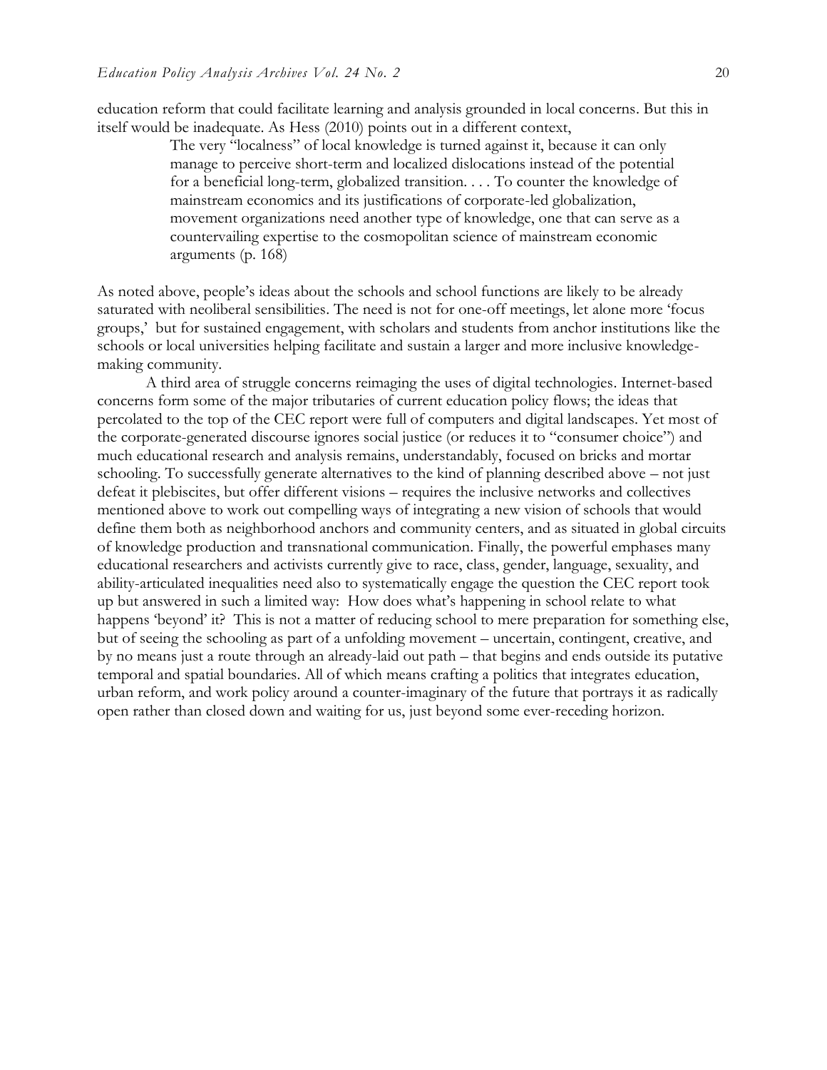education reform that could facilitate learning and analysis grounded in local concerns. But this in itself would be inadequate. As Hess (2010) points out in a different context,

> The very "localness" of local knowledge is turned against it, because it can only manage to perceive short-term and localized dislocations instead of the potential for a beneficial long-term, globalized transition. . . . To counter the knowledge of mainstream economics and its justifications of corporate-led globalization, movement organizations need another type of knowledge, one that can serve as a countervailing expertise to the cosmopolitan science of mainstream economic arguments (p. 168)

As noted above, people's ideas about the schools and school functions are likely to be already saturated with neoliberal sensibilities. The need is not for one-off meetings, let alone more 'focus groups,' but for sustained engagement, with scholars and students from anchor institutions like the schools or local universities helping facilitate and sustain a larger and more inclusive knowledge-making community.

A third area of struggle concerns reimaging the uses of digital technologies. Internet-based concerns form some of the major tributaries of current education policy flows; the ideas that percolated to the top of the CEC report were full of computers and digital landscapes. Yet most of the corporate-generated discourse ignores social justice (or reduces it to "consumer choice") and much educational research and analysis remains, understandably, focused on bricks and mortar schooling. To successfully generate alternatives to the kind of planning described above – not just defeat it plebiscites, but offer different visions – requires the inclusive networks and collectives mentioned above to work out compelling ways of integrating a new vision of schools that would define them both as neighborhood anchors and community centers, and as situated in global circuits of knowledge production and transnational communication. Finally, the powerful emphases many educational researchers and activists currently give to race, class, gender, language, sexuality, and ability-articulated inequalities need also to systematically engage the question the CEC report took up but answered in such a limited way: How does what's happening in school relate to what happens 'beyond' it? This is not a matter of reducing school to mere preparation for something else, but of seeing the schooling as part of a unfolding movement – uncertain, contingent, creative, and by no means just a route through an already-laid out path – that begins and ends outside its putative temporal and spatial boundaries. All of which means crafting a politics that integrates education, urban reform, and work policy around a counter-imaginary of the future that portrays it as radically open rather than closed down and waiting for us, just beyond some ever-receding horizon.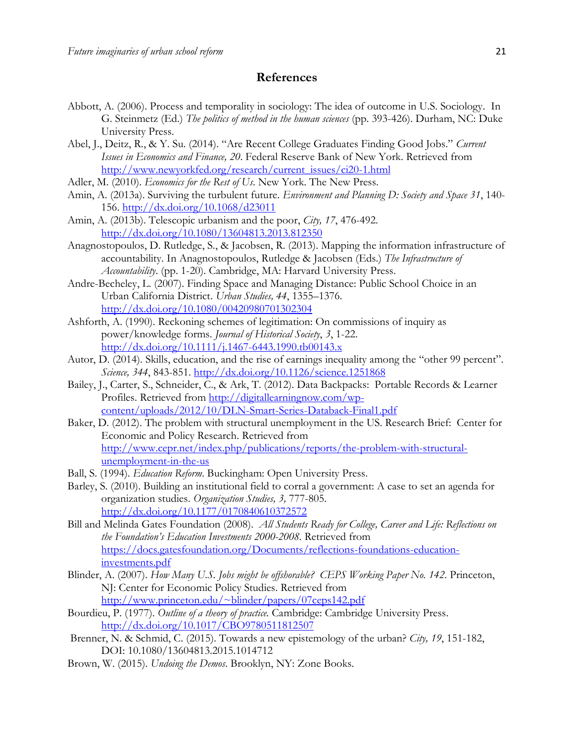## References

Abbott, A. (2006). Process and temporality in sociology: The idea of outcome in U.S. Sociology. In G. Steinmetz (Ed.) *The politics of method in the human sciences* (pp. 393-426). Durham, NC: Duke University Press.

Abel, J., Deitz, R., & Y. Su. (2014). "Are Recent College Graduates Finding Good Jobs." *Current Issues in Economics and Finance, 20*. Federal Reserve Bank of New York. Retrieved from http://www.newyorkfed.org/research/current_issues/ci20-1.html

Adler, M. (2010). *Economics for the Rest of Us*. New York. The New Press.

Amin, A. (2013a). Surviving the turbulent future. *Environment and Planning D: Society and Space 31*, 140-156. http://dx.doi.org/10.1068/d23011

Amin, A. (2013b). Telescopic urbanism and the poor, *City, 17*, 476-492. http://dx.doi.org/10.1080/13604813.2013.812350

Anagnostopoulos, D. Rutledge, S., & Jacobsen, R. (2013). Mapping the information infrastructure of accountability. In Anagnostopoulos, Rutledge & Jacobsen (Eds.) *The Infrastructure of Accountability*. (pp. 1-20). Cambridge, MA: Harvard University Press.

Andre-Becheley, L. (2007). Finding Space and Managing Distance: Public School Choice in an Urban California District. *Urban Studies, 44*, 1355–1376. http://dx.doi.org/10.1080/00420980701302304

Ashforth, A. (1990). Reckoning schemes of legitimation: On commissions of inquiry as power/knowledge forms. *Journal of Historical Society*, *3*, 1-22. http://dx.doi.org/10.1111/j.1467-6443.1990.tb00143.x

Autor, D. (2014). Skills, education, and the rise of earnings inequality among the "other 99 percent". *Science, 344*, 843-851. http://dx.doi.org/10.1126/science.1251868

Bailey, J., Carter, S., Schneider, C., & Ark, T. (2012). Data Backpacks: Portable Records & Learner Profiles. Retrieved from http://digitallearningnow.com/wp-content/uploads/2012/10/DLN-Smart-Series-Databack-Final1.pdf

Baker, D. (2012). The problem with structural unemployment in the US. Research Brief: Center for Economic and Policy Research. Retrieved from http://www.cepr.net/index.php/publications/reports/the-problem-with-structural-unemployment-in-the-us

Ball, S. (1994). *Education Reform*. Buckingham: Open University Press.

Barley, S. (2010). Building an institutional field to corral a government: A case to set an agenda for organization studies. *Organization Studies, 3,* 777-805. http://dx.doi.org/10.1177/0170840610372572

Bill and Melinda Gates Foundation (2008). *All Students Ready for College, Career and Life: Reflections on the Foundation's Education Investments 2000-2008*. Retrieved from https://docs.gatesfoundation.org/Documents/reflections-foundations-education-investments.pdf

Blinder, A. (2007). *How Many U.S. Jobs might be offshorable? CEPS Working Paper No. 142*. Princeton, NJ: Center for Economic Policy Studies. Retrieved from http://www.princeton.edu/~blinder/papers/07ceps142.pdf

Bourdieu, P. (1977). *Outline of a theory of practice.* Cambridge: Cambridge University Press. http://dx.doi.org/10.1017/CBO9780511812507

Brenner, N. & Schmid, C. (2015). Towards a new epistemology of the urban? *City, 19*, 151-182, DOI: 10.1080/13604813.2015.1014712

Brown, W. (2015). *Undoing the Demos*. Brooklyn, NY: Zone Books.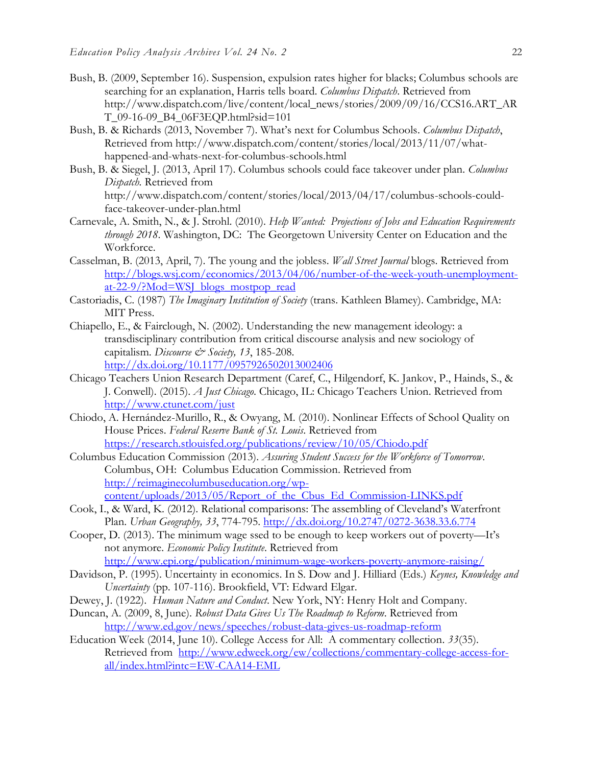Bush, B. (2009, September 16). Suspension, expulsion rates higher for blacks; Columbus schools are searching for an explanation, Harris tells board. *Columbus Dispatch*. Retrieved from http://www.dispatch.com/live/content/local_news/stories/2009/09/16/CCS16.ART_ART_09-16-09_B4_06F3EQP.html?sid=101

Bush, B. & Richards (2013, November 7). What's next for Columbus Schools. *Columbus Dispatch*, Retrieved from http://www.dispatch.com/content/stories/local/2013/11/07/what-happened-and-whats-next-for-columbus-schools.html

Bush, B. & Siegel, J. (2013, April 17). Columbus schools could face takeover under plan. *Columbus Dispatch.* Retrieved from http://www.dispatch.com/content/stories/local/2013/04/17/columbus-schools-could-face-takeover-under-plan.html

Carnevale, A. Smith, N., & J. Strohl. (2010). *Help Wanted: Projections of Jobs and Education Requirements through 2018*. Washington, DC: The Georgetown University Center on Education and the Workforce.

Casselman, B. (2013, April, 7). The young and the jobless. *Wall Street Journal* blogs. Retrieved from http://blogs.wsj.com/economics/2013/04/06/number-of-the-week-youth-unemployment-at-22-9/?Mod=WSJ_blogs_mostpop_read

Castoriadis, C. (1987) *The Imaginary Institution of Society* (trans. Kathleen Blamey). Cambridge, MA: MIT Press.

Chiapello, E., & Fairclough, N. (2002). Understanding the new management ideology: a transdisciplinary contribution from critical discourse analysis and new sociology of capitalism. *Discourse & Society, 13*, 185-208. http://dx.doi.org/10.1177/0957926502013002406

Chicago Teachers Union Research Department (Caref, C., Hilgendorf, K. Jankov, P., Hainds, S., & J. Conwell). (2015). *A Just Chicago*. Chicago, IL: Chicago Teachers Union. Retrieved from http://www.ctunet.com/just

Chiodo, A. Hernández-Murillo, R., & Owyang, M. (2010). Nonlinear Effects of School Quality on House Prices. *Federal Reserve Bank of St. Louis*. Retrieved from https://research.stlouisfed.org/publications/review/10/05/Chiodo.pdf

Columbus Education Commission (2013). *Assuring Student Success for the Workforce of Tomorrow*. Columbus, OH: Columbus Education Commission. Retrieved from http://reimaginecolumbuseducation.org/wp-content/uploads/2013/05/Report_of_the_Cbus_Ed_Commission-LINKS.pdf

Cook, I., & Ward, K. (2012). Relational comparisons: The assembling of Cleveland's Waterfront Plan. *Urban Geography, 33*, 774-795. http://dx.doi.org/10.2747/0272-3638.33.6.774

Cooper, D. (2013). The minimum wage ssed to be enough to keep workers out of poverty—It's not anymore. *Economic Policy Institute*. Retrieved from http://www.epi.org/publication/minimum-wage-workers-poverty-anymore-raising/

Davidson, P. (1995). Uncertainty in economics. In S. Dow and J. Hilliard (Eds.) *Keynes, Knowledge and Uncertainty* (pp. 107-116). Brookfield, VT: Edward Elgar.

Dewey, J. (1922). *Human Nature and Conduct*. New York, NY: Henry Holt and Company.

Duncan, A. (2009, 8, June). *Robust Data Gives Us The Roadmap to Reform*. Retrieved from http://www.ed.gov/news/speeches/robust-data-gives-us-roadmap-reform

Education Week (2014, June 10). College Access for All: A commentary collection. *33*(35). Retrieved from http://www.edweek.org/ew/collections/commentary-college-access-for-all/index.html?intc=EW-CAA14-EML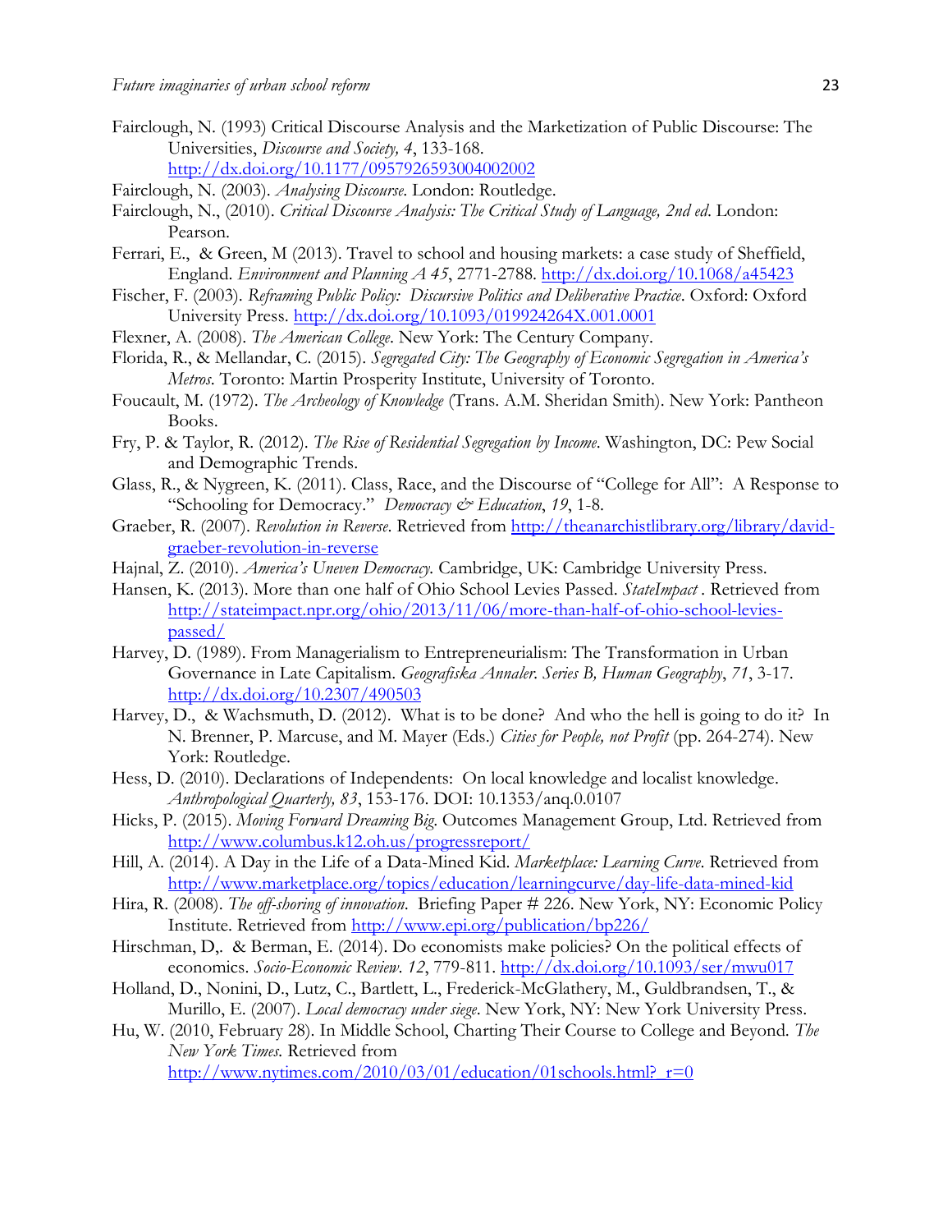Fairclough, N. (1993) Critical Discourse Analysis and the Marketization of Public Discourse: The Universities, *Discourse and Society, 4*, 133-168. http://dx.doi.org/10.1177/0957926593004002002

Fairclough, N. (2003). *Analysing Discourse*. London: Routledge.

Fairclough, N., (2010). *Critical Discourse Analysis: The Critical Study of Language, 2nd ed*. London: Pearson.

Ferrari, E., & Green, M (2013). Travel to school and housing markets: a case study of Sheffield, England. *Environment and Planning A 45*, 2771-2788. http://dx.doi.org/10.1068/a45423

Fischer, F. (2003). *Reframing Public Policy: Discursive Politics and Deliberative Practice*. Oxford: Oxford University Press. http://dx.doi.org/10.1093/019924264X.001.0001

Flexner, A. (2008). *The American College*. New York: The Century Company.

Florida, R., & Mellandar, C. (2015). *Segregated City: The Geography of Economic Segregation in America's Metros*. Toronto: Martin Prosperity Institute, University of Toronto.

Foucault, M. (1972). *The Archeology of Knowledge* (Trans. A.M. Sheridan Smith). New York: Pantheon Books.

Fry, P. & Taylor, R. (2012). *The Rise of Residential Segregation by Income*. Washington, DC: Pew Social and Demographic Trends.

Glass, R., & Nygreen, K. (2011). Class, Race, and the Discourse of "College for All": A Response to "Schooling for Democracy." *Democracy & Education*, *19*, 1-8.

Graeber, R. (2007). *Revolution in Reverse*. Retrieved from http://theanarchistlibrary.org/library/david-graeber-revolution-in-reverse

Hajnal, Z. (2010). *America's Uneven Democracy.* Cambridge, UK: Cambridge University Press.

Hansen, K. (2013). More than one half of Ohio School Levies Passed. *StateImpact* . Retrieved from http://stateimpact.npr.org/ohio/2013/11/06/more-than-half-of-ohio-school-levies-passed/

Harvey, D. (1989). From Managerialism to Entrepreneurialism: The Transformation in Urban Governance in Late Capitalism. *Geografiska Annaler. Series B, Human Geography*, *71*, 3-17. http://dx.doi.org/10.2307/490503

Harvey, D., & Wachsmuth, D. (2012). What is to be done? And who the hell is going to do it? In N. Brenner, P. Marcuse, and M. Mayer (Eds.) *Cities for People, not Profit* (pp. 264-274). New York: Routledge.

Hess, D. (2010). Declarations of Independents: On local knowledge and localist knowledge. *Anthropological Quarterly, 83*, 153-176. DOI: 10.1353/anq.0.0107

Hicks, P. (2015). *Moving Forward Dreaming Big*. Outcomes Management Group, Ltd. Retrieved from http://www.columbus.k12.oh.us/progressreport/

Hill, A. (2014). A Day in the Life of a Data-Mined Kid. *Marketplace: Learning Curve*. Retrieved from http://www.marketplace.org/topics/education/learningcurve/day-life-data-mined-kid

Hira, R. (2008). *The off-shoring of innovation*. Briefing Paper # 226. New York, NY: Economic Policy Institute. Retrieved from http://www.epi.org/publication/bp226/

Hirschman, D,. & Berman, E. (2014). Do economists make policies? On the political effects of economics. *Socio-Economic Review*. *12*, 779-811. http://dx.doi.org/10.1093/ser/mwu017

Holland, D., Nonini, D., Lutz, C., Bartlett, L., Frederick-McGlathery, M., Guldbrandsen, T., & Murillo, E. (2007). *Local democracy under siege*. New York, NY: New York University Press.

Hu, W. (2010, February 28). In Middle School, Charting Their Course to College and Beyond. *The New York Times*. Retrieved from http://www.nytimes.com/2010/03/01/education/01schools.html?_r=0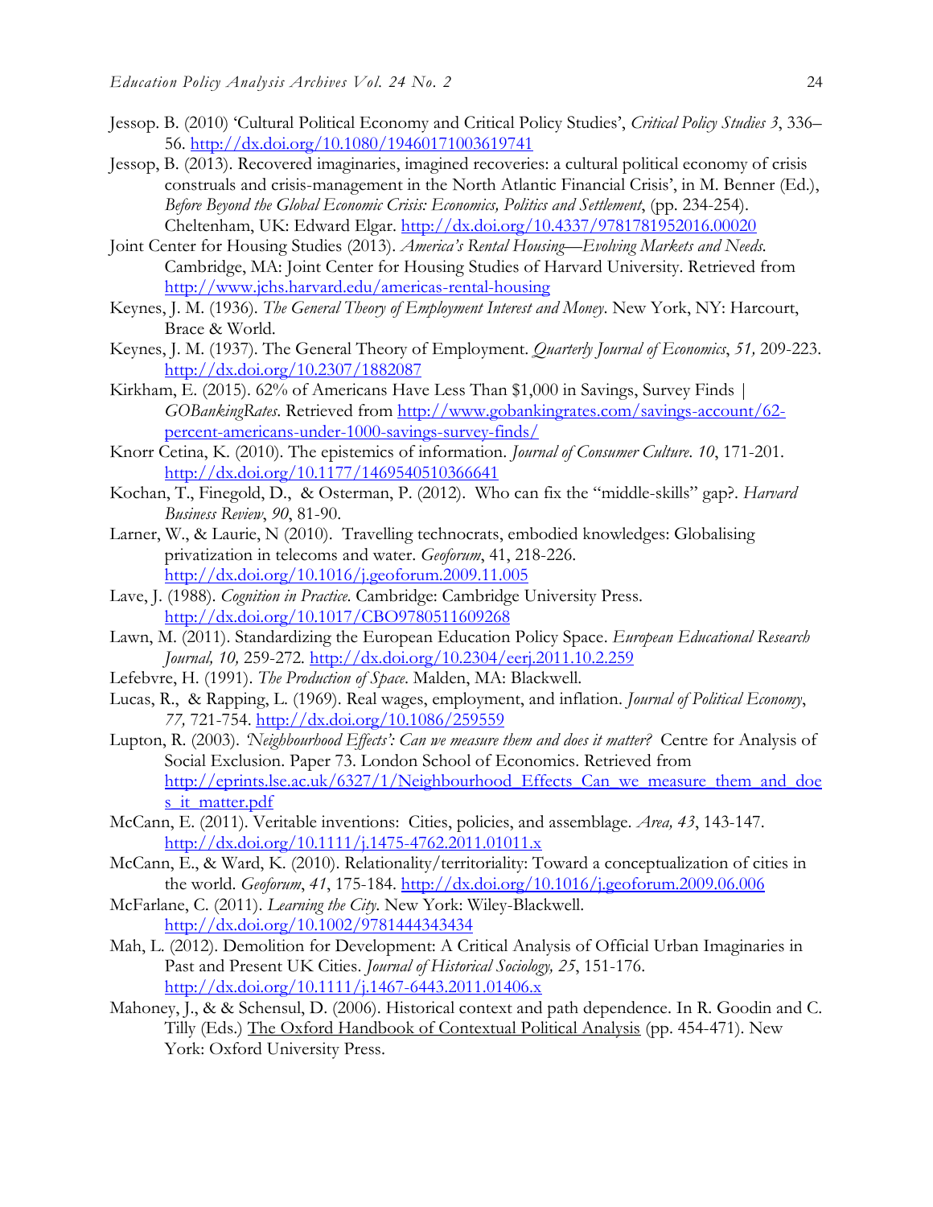Jessop. B. (2010) 'Cultural Political Economy and Critical Policy Studies', *Critical Policy Studies 3*, 336–56. http://dx.doi.org/10.1080/19460171003619741

Jessop, B. (2013). Recovered imaginaries, imagined recoveries: a cultural political economy of crisis construals and crisis-management in the North Atlantic Financial Crisis', in M. Benner (Ed.), *Before Beyond the Global Economic Crisis: Economics, Politics and Settlement*, (pp. 234-254). Cheltenham, UK: Edward Elgar. http://dx.doi.org/10.4337/9781781952016.00020

Joint Center for Housing Studies (2013). *America's Rental Housing—Evolving Markets and Needs.* Cambridge, MA: Joint Center for Housing Studies of Harvard University. Retrieved from http://www.jchs.harvard.edu/americas-rental-housing

Keynes, J. M. (1936). *The General Theory of Employment Interest and Money*. New York, NY: Harcourt, Brace & World.

Keynes, J. M. (1937). The General Theory of Employment. *Quarterly Journal of Economics*, *51,* 209-223. http://dx.doi.org/10.2307/1882087

Kirkham, E. (2015). 62% of Americans Have Less Than $1,000 in Savings, Survey Finds | *GOBankingRates*. Retrieved from http://www.gobankingrates.com/savings-account/62-percent-americans-under-1000-savings-survey-finds/

Knorr Cetina, K. (2010). The epistemics of information. *Journal of Consumer Culture*. *10*, 171-201. http://dx.doi.org/10.1177/1469540510366641

Kochan, T., Finegold, D., & Osterman, P. (2012). Who can fix the "middle-skills" gap?. *Harvard Business Review*, *90*, 81-90.

Larner, W., & Laurie, N (2010). Travelling technocrats, embodied knowledges: Globalising privatization in telecoms and water. *Geoforum*, 41, 218-226. http://dx.doi.org/10.1016/j.geoforum.2009.11.005

Lave, J. (1988). *Cognition in Practice*. Cambridge: Cambridge University Press. http://dx.doi.org/10.1017/CBO9780511609268

Lawn, M. (2011). Standardizing the European Education Policy Space. *European Educational Research Journal, 10,* 259-272. http://dx.doi.org/10.2304/eerj.2011.10.2.259

Lefebvre, H. (1991). *The Production of Space*. Malden, MA: Blackwell.

Lucas, R., & Rapping, L. (1969). Real wages, employment, and inflation. *Journal of Political Economy*, *77,* 721-754. http://dx.doi.org/10.1086/259559

Lupton, R. (2003). *'Neighbourhood Effects': Can we measure them and does it matter?* Centre for Analysis of Social Exclusion. Paper 73. London School of Economics. Retrieved from http://eprints.lse.ac.uk/6327/1/Neighbourhood_Effects_Can_we_measure_them_and_does_it_matter.pdf

McCann, E. (2011). Veritable inventions: Cities, policies, and assemblage. *Area, 43*, 143-147. http://dx.doi.org/10.1111/j.1475-4762.2011.01011.x

McCann, E., & Ward, K. (2010). Relationality/territoriality: Toward a conceptualization of cities in the world. *Geoforum*, *41*, 175-184. http://dx.doi.org/10.1016/j.geoforum.2009.06.006

McFarlane, C. (2011). *Learning the City*. New York: Wiley-Blackwell. http://dx.doi.org/10.1002/9781444343434

Mah, L. (2012). Demolition for Development: A Critical Analysis of Official Urban Imaginaries in Past and Present UK Cities. *Journal of Historical Sociology, 25*, 151-176. http://dx.doi.org/10.1111/j.1467-6443.2011.01406.x

Mahoney, J., & & Schensul, D. (2006). Historical context and path dependence. In R. Goodin and C. Tilly (Eds.) The Oxford Handbook of Contextual Political Analysis (pp. 454-471). New York: Oxford University Press.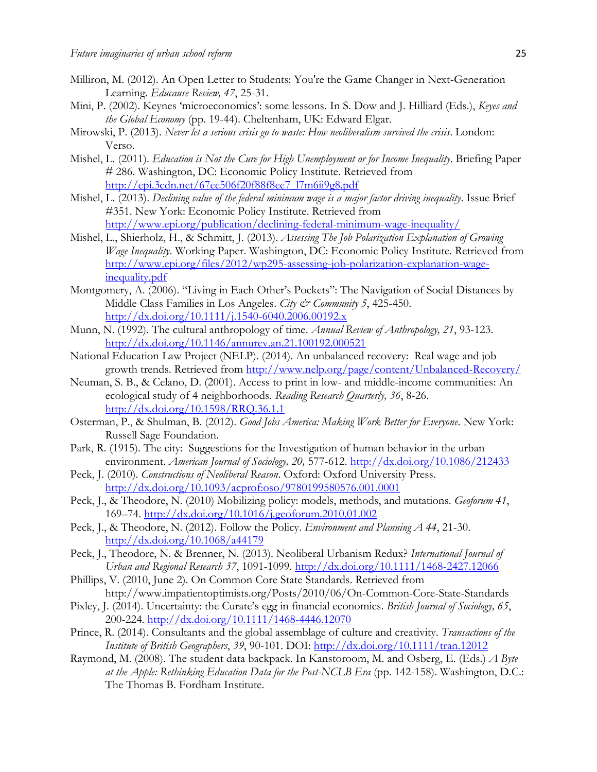Milliron, M. (2012). An Open Letter to Students: You're the Game Changer in Next-Generation Learning. *Educause Review, 47*, 25-31.

Mini, P. (2002). Keynes 'microeconomics': some lessons. In S. Dow and J. Hilliard (Eds.), *Keyes and the Global Economy* (pp. 19-44). Cheltenham, UK: Edward Elgar.

Mirowski, P. (2013). *Never let a serious crisis go to waste: How neoliberalism survived the crisis*. London: Verso.

Mishel, L. (2011). *Education is Not the Cure for High Unemployment or for Income Inequality*. Briefing Paper # 286. Washington, DC: Economic Policy Institute. Retrieved from http://epi.3cdn.net/67ee506f20f88f8ee7_l7m6ii9g8.pdf

Mishel, L. (2013). *Declining value of the federal minimum wage is a major factor driving inequality*. Issue Brief #351. New York: Economic Policy Institute. Retrieved from http://www.epi.org/publication/declining-federal-minimum-wage-inequality/

Mishel, L., Shierholz, H., & Schmitt, J. (2013). *Assessing The Job Polarization Explanation of Growing Wage Inequality*. Working Paper. Washington, DC: Economic Policy Institute. Retrieved from http://www.epi.org/files/2012/wp295-assessing-job-polarization-explanation-wage-inequality.pdf

Montgomery, A. (2006). "Living in Each Other's Pockets": The Navigation of Social Distances by Middle Class Families in Los Angeles. *City & Community 5*, 425-450. http://dx.doi.org/10.1111/j.1540-6040.2006.00192.x

Munn, N. (1992). The cultural anthropology of time. *Annual Review of Anthropology, 21*, 93-123. http://dx.doi.org/10.1146/annurev.an.21.100192.000521

National Education Law Project (NELP). (2014). An unbalanced recovery: Real wage and job growth trends. Retrieved from http://www.nelp.org/page/content/Unbalanced-Recovery/

Neuman, S. B., & Celano, D. (2001). Access to print in low- and middle-income communities: An ecological study of 4 neighborhoods. *Reading Research Quarterly, 36*, 8-26. http://dx.doi.org/10.1598/RRQ.36.1.1

Osterman, P., & Shulman, B. (2012). *Good Jobs America: Making Work Better for Everyone*. New York: Russell Sage Foundation.

Park, R. (1915). The city: Suggestions for the Investigation of human behavior in the urban environment. *American Journal of Sociology, 20,* 577-612. http://dx.doi.org/10.1086/212433

Peck, J. (2010). *Constructions of Neoliberal Reason*. Oxford: Oxford University Press. http://dx.doi.org/10.1093/acprof:oso/9780199580576.001.0001

Peck, J., & Theodore, N. (2010) Mobilizing policy: models, methods, and mutations. *Geoforum 41*, 169–74. http://dx.doi.org/10.1016/j.geoforum.2010.01.002

Peck, J., & Theodore, N. (2012). Follow the Policy. *Environment and Planning A 44*, 21-30. http://dx.doi.org/10.1068/a44179

Peck, J., Theodore, N. & Brenner, N. (2013). Neoliberal Urbanism Redux? *International Journal of Urban and Regional Research 37*, 1091-1099. http://dx.doi.org/10.1111/1468-2427.12066

Phillips, V. (2010, June 2). On Common Core State Standards. Retrieved from http://www.impatientoptimists.org/Posts/2010/06/On-Common-Core-State-Standards

Pixley, J. (2014). Uncertainty: the Curate's egg in financial economics. *British Journal of Sociology, 65*, 200-224. http://dx.doi.org/10.1111/1468-4446.12070

Prince, R. (2014). Consultants and the global assemblage of culture and creativity. *Transactions of the Institute of British Geographers*, *39*, 90-101. DOI: http://dx.doi.org/10.1111/tran.12012

Raymond, M. (2008). The student data backpack. In Kanstoroom, M. and Osberg, E. (Eds.) *A Byte at the Apple: Rethinking Education Data for the Post-NCLB Era* (pp. 142-158). Washington, D.C.: The Thomas B. Fordham Institute.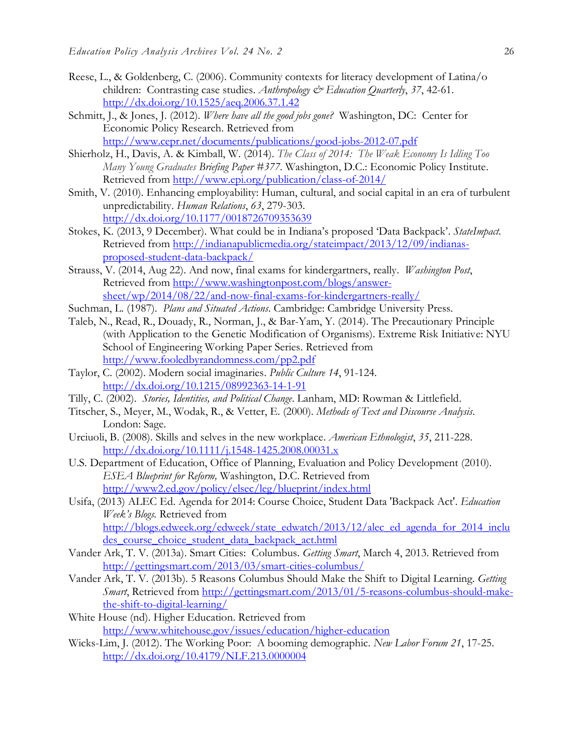Reese, L., & Goldenberg, C. (2006). Community contexts for literacy development of Latina/o children: Contrasting case studies. *Anthropology & Education Quarterly*, *37*, 42-61. http://dx.doi.org/10.1525/aeq.2006.37.1.42

Schmitt, J., & Jones, J. (2012). *Where have all the good jobs gone?* Washington, DC: Center for Economic Policy Research. Retrieved from http://www.cepr.net/documents/publications/good-jobs-2012-07.pdf

Shierholz, H., Davis, A. & Kimball, W. (2014). *The Class of 2014: The Weak Economy Is Idling Too Many Young Graduates Briefing Paper #377*. Washington, D.C.: Economic Policy Institute. Retrieved from http://www.epi.org/publication/class-of-2014/

Smith, V. (2010). Enhancing employability: Human, cultural, and social capital in an era of turbulent unpredictability. *Human Relations*, *63*, 279-303. http://dx.doi.org/10.1177/0018726709353639

Stokes, K. (2013, 9 December). What could be in Indiana's proposed 'Data Backpack'. *StateImpact.* Retrieved from http://indianapublicmedia.org/stateimpact/2013/12/09/indianas-proposed-student-data-backpack/

Strauss, V. (2014, Aug 22). And now, final exams for kindergartners, really. *Washington Post*, Retrieved from http://www.washingtonpost.com/blogs/answer-sheet/wp/2014/08/22/and-now-final-exams-for-kindergartners-really/

Suchman, L. (1987). *Plans and Situated Actions*. Cambridge: Cambridge University Press.

Taleb, N., Read, R., Douady, R., Norman, J., & Bar-Yam, Y. (2014). The Precautionary Principle (with Application to the Genetic Modification of Organisms). Extreme Risk Initiative: NYU School of Engineering Working Paper Series. Retrieved from http://www.fooledbyrandomness.com/pp2.pdf

Taylor, C. (2002). Modern social imaginaries. *Public Culture 14*, 91-124. http://dx.doi.org/10.1215/08992363-14-1-91

Tilly, C. (2002). *Stories, Identities, and Political Change*. Lanham, MD: Rowman & Littlefield.

Titscher, S., Meyer, M., Wodak, R., & Vetter, E. (2000). *Methods of Text and Discourse Analysis*. London: Sage.

Urciuoli, B. (2008). Skills and selves in the new workplace. *American Ethnologist*, *35*, 211-228. http://dx.doi.org/10.1111/j.1548-1425.2008.00031.x

U.S. Department of Education, Office of Planning, Evaluation and Policy Development (2010). *ESEA Blueprint for Reform,* Washington, D.C. Retrieved from http://www2.ed.gov/policy/elsec/leg/blueprint/index.html

Usifa, (2013) ALEC Ed. Agenda for 2014: Course Choice, Student Data 'Backpack Act'. *Education Week's Blogs.* Retrieved from http://blogs.edweek.org/edweek/state_edwatch/2013/12/alec_ed_agenda_for_2014_includes_course_choice_student_data_backpack_act.html

Vander Ark, T. V. (2013a). Smart Cities: Columbus. *Getting Smart*, March 4, 2013. Retrieved from http://gettingsmart.com/2013/03/smart-cities-columbus/

Vander Ark, T. V. (2013b). 5 Reasons Columbus Should Make the Shift to Digital Learning. *Getting Smart*, Retrieved from http://gettingsmart.com/2013/01/5-reasons-columbus-should-make-the-shift-to-digital-learning/

White House (nd). Higher Education. Retrieved from http://www.whitehouse.gov/issues/education/higher-education

Wicks-Lim, J. (2012). The Working Poor: A booming demographic. *New Labor Forum 21*, 17-25. http://dx.doi.org/10.4179/NLF.213.0000004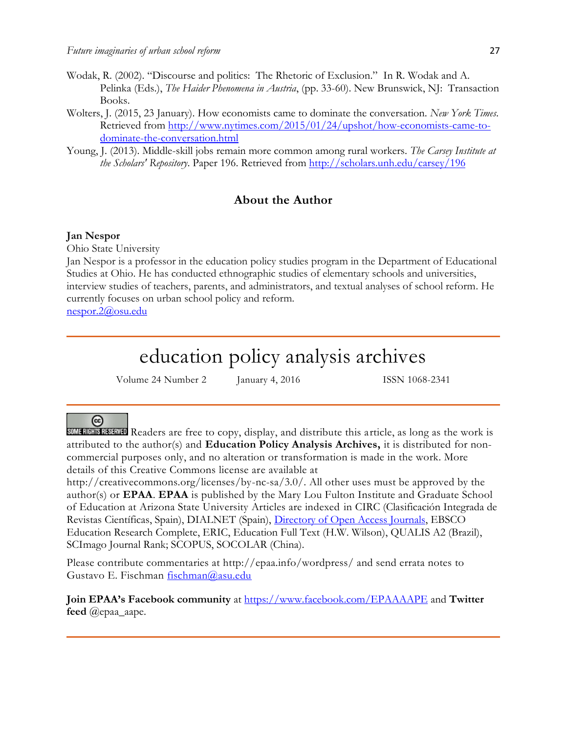Wodak, R. (2002). "Discourse and politics: The Rhetoric of Exclusion." In R. Wodak and A. Pelinka (Eds.), *The Haider Phenomena in Austria*, (pp. 33-60). New Brunswick, NJ: Transaction Books.

Wolters, J. (2015, 23 January). How economists came to dominate the conversation. *New York Times.* Retrieved from [http://www.nytimes.com/2015/01/24/upshot/how-economists-came-to-dominate-the-conversation.html](http://www.nytimes.com/2015/01/24/upshot/how-economists-came-to-dominate-the-conversation.html)

Young, J. (2013). Middle-skill jobs remain more common among rural workers. *The Carsey Institute at the Scholars' Repository*. Paper 196. Retrieved from [http://scholars.unh.edu/carsey/196](http://scholars.unh.edu/carsey/196)

## About the Author

**Jan Nespor**

Ohio State University

Jan Nespor is a professor in the education policy studies program in the Department of Educational Studies at Ohio. He has conducted ethnographic studies of elementary schools and universities, interview studies of teachers, parents, and administrators, and textual analyses of school reform. He currently focuses on urban school policy and reform.

[nespor.2@osu.edu](mailto:nespor.2@osu.edu)

---

# education policy analysis archives

Volume 24 Number 2 January 4, 2016 ISSN 1068-2341

---

Readers are free to copy, display, and distribute this article, as long as the work is attributed to the author(s) and **Education Policy Analysis Archives,** it is distributed for non-commercial purposes only, and no alteration or transformation is made in the work. More details of this Creative Commons license are available at http://creativecommons.org/licenses/by-nc-sa/3.0/. All other uses must be approved by the author(s) or **EPAA**. **EPAA** is published by the Mary Lou Fulton Institute and Graduate School of Education at Arizona State University Articles are indexed in CIRC (Clasificación Integrada de Revistas Científicas, Spain), DIALNET (Spain), [Directory of Open Access Journals](), EBSCO Education Research Complete, ERIC, Education Full Text (H.W. Wilson), QUALIS A2 (Brazil), SCImago Journal Rank; SCOPUS, SOCOLAR (China).

Please contribute commentaries at http://epaa.info/wordpress/ and send errata notes to Gustavo E. Fischman [fischman@asu.edu](mailto:fischman@asu.edu)

**Join EPAA's Facebook community** at [https://www.facebook.com/EPAAAAPE](https://www.facebook.com/EPAAAAPE) and **Twitter feed** @epaa_aape.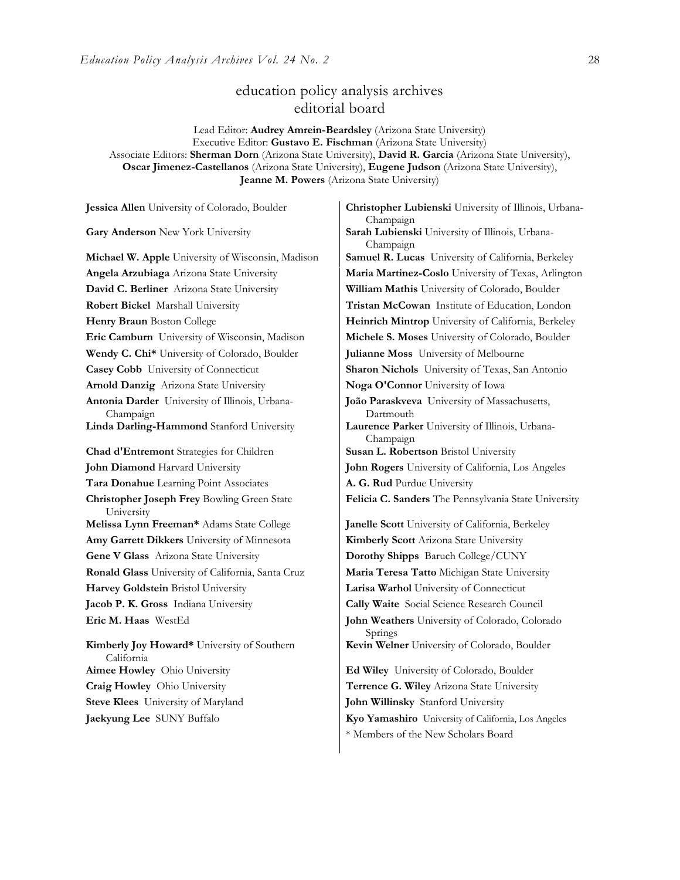# education policy analysis archives
## editorial board

Lead Editor: **Audrey Amrein-Beardsley** (Arizona State University)
Executive Editor: **Gustavo E. Fischman** (Arizona State University)
Associate Editors: **Sherman Dorn** (Arizona State University), **David R. Garcia** (Arizona State University), **Oscar Jimenez-Castellanos** (Arizona State University), **Eugene Judson** (Arizona State University), **Jeanne M. Powers** (Arizona State University)

**Jessica Allen** University of Colorado, Boulder

**Gary Anderson** New York University

**Michael W. Apple** University of Wisconsin, Madison

**Angela Arzubiaga** Arizona State University

**David C. Berliner** Arizona State University

**Robert Bickel** Marshall University

**Henry Braun** Boston College

**Eric Camburn** University of Wisconsin, Madison

**Wendy C. Chi*** University of Colorado, Boulder

**Casey Cobb** University of Connecticut

**Arnold Danzig** Arizona State University

**Antonia Darder** University of Illinois, Urbana-Champaign

**Linda Darling-Hammond** Stanford University

**Chad d'Entremont** Strategies for Children

**John Diamond** Harvard University

**Tara Donahue** Learning Point Associates

**Christopher Joseph Frey** Bowling Green State University

**Melissa Lynn Freeman*** Adams State College

**Amy Garrett Dikkers** University of Minnesota

**Gene V Glass** Arizona State University

**Ronald Glass** University of California, Santa Cruz

**Harvey Goldstein** Bristol University

**Jacob P. K. Gross** Indiana University

**Eric M. Haas** WestEd

**Kimberly Joy Howard*** University of Southern California

**Aimee Howley** Ohio University

**Craig Howley** Ohio University

**Steve Klees** University of Maryland

**Jaekyung Lee** SUNY Buffalo

**Christopher Lubienski** University of Illinois, Urbana-Champaign

**Sarah Lubienski** University of Illinois, Urbana-Champaign

**Samuel R. Lucas** University of California, Berkeley

**Maria Martinez-Coslo** University of Texas, Arlington

**William Mathis** University of Colorado, Boulder

**Tristan McCowan** Institute of Education, London

**Heinrich Mintrop** University of California, Berkeley

**Michele S. Moses** University of Colorado, Boulder

**Julianne Moss** University of Melbourne

**Sharon Nichols** University of Texas, San Antonio

**Noga O'Connor** University of Iowa

**João Paraskveva** University of Massachusetts, Dartmouth

**Laurence Parker** University of Illinois, Urbana-Champaign

**Susan L. Robertson** Bristol University

**John Rogers** University of California, Los Angeles

**A. G. Rud** Purdue University

**Felicia C. Sanders** The Pennsylvania State University

**Janelle Scott** University of California, Berkeley

**Kimberly Scott** Arizona State University

**Dorothy Shipps** Baruch College/CUNY

**Maria Teresa Tatto** Michigan State University

**Larisa Warhol** University of Connecticut

**Cally Waite** Social Science Research Council

**John Weathers** University of Colorado, Colorado Springs

**Kevin Welner** University of Colorado, Boulder

**Ed Wiley** University of Colorado, Boulder

**Terrence G. Wiley** Arizona State University

**John Willinsky** Stanford University

**Kyo Yamashiro** University of California, Los Angeles

* Members of the New Scholars Board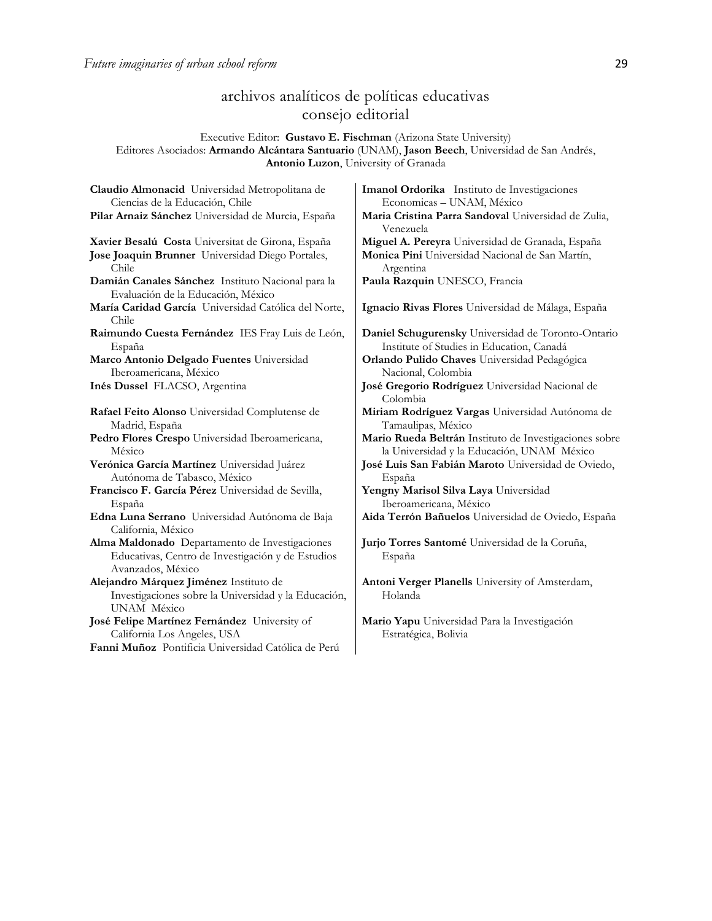## archivos analíticos de políticas educativas
## consejo editorial

Executive Editor: **Gustavo E. Fischman** (Arizona State University)
Editores Asociados: **Armando Alcántara Santuario** (UNAM), **Jason Beech**, Universidad de San Andrés, **Antonio Luzon**, University of Granada

**Claudio Almonacid** Universidad Metropolitana de Ciencias de la Educación, Chile

**Pilar Arnaiz Sánchez** Universidad de Murcia, España

**Xavier Besalú Costa** Universitat de Girona, España

**Jose Joaquin Brunner** Universidad Diego Portales, Chile

**Damián Canales Sánchez** Instituto Nacional para la Evaluación de la Educación, México

**María Caridad García** Universidad Católica del Norte, Chile

**Raimundo Cuesta Fernández** IES Fray Luis de León, España

**Marco Antonio Delgado Fuentes** Universidad Iberoamericana, México

**Inés Dussel** FLACSO, Argentina

**Rafael Feito Alonso** Universidad Complutense de Madrid, España

**Pedro Flores Crespo** Universidad Iberoamericana, México

**Verónica García Martínez** Universidad Juárez Autónoma de Tabasco, México

**Francisco F. García Pérez** Universidad de Sevilla, España

**Edna Luna Serrano** Universidad Autónoma de Baja California, México

**Alma Maldonado** Departamento de Investigaciones Educativas, Centro de Investigación y de Estudios Avanzados, México

**Alejandro Márquez Jiménez** Instituto de Investigaciones sobre la Universidad y la Educación, UNAM México

**José Felipe Martínez Fernández** University of California Los Angeles, USA

**Fanni Muñoz** Pontificia Universidad Católica de Perú

**Imanol Ordorika** Instituto de Investigaciones Economicas – UNAM, México

**Maria Cristina Parra Sandoval** Universidad de Zulia, Venezuela

**Miguel A. Pereyra** Universidad de Granada, España

**Monica Pini** Universidad Nacional de San Martín, Argentina

**Paula Razquin** UNESCO, Francia

**Ignacio Rivas Flores** Universidad de Málaga, España

**Daniel Schugurensky** Universidad de Toronto-Ontario Institute of Studies in Education, Canadá

**Orlando Pulido Chaves** Universidad Pedagógica Nacional, Colombia

**José Gregorio Rodríguez** Universidad Nacional de Colombia

**Miriam Rodríguez Vargas** Universidad Autónoma de Tamaulipas, México

**Mario Rueda Beltrán** Instituto de Investigaciones sobre la Universidad y la Educación, UNAM México

**José Luis San Fabián Maroto** Universidad de Oviedo, España

**Yengny Marisol Silva Laya** Universidad Iberoamericana, México

**Aida Terrón Bañuelos** Universidad de Oviedo, España

**Jurjo Torres Santomé** Universidad de la Coruña, España

**Antoni Verger Planells** University of Amsterdam, Holanda

**Mario Yapu** Universidad Para la Investigación Estratégica, Bolivia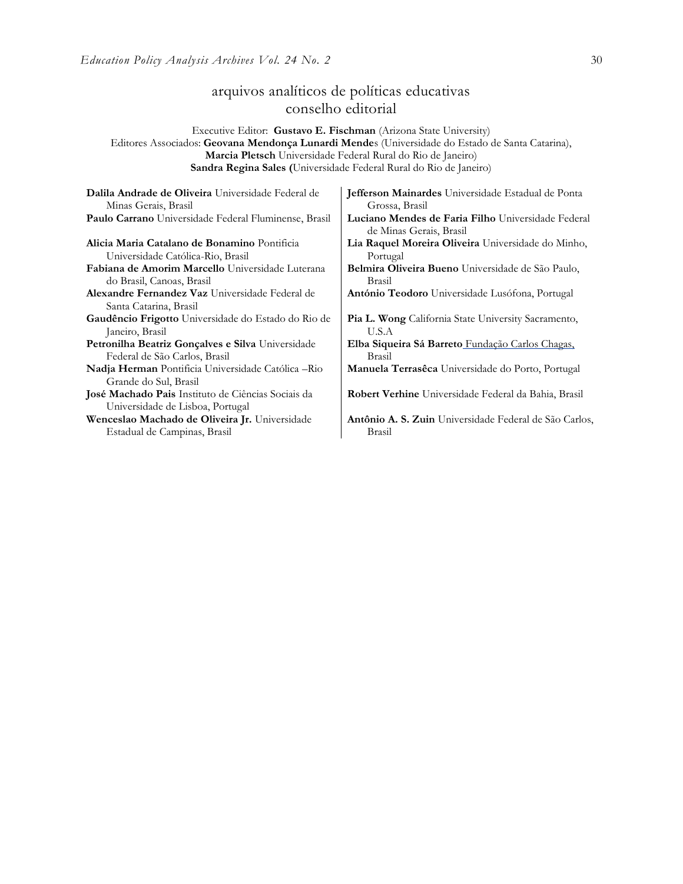# arquivos analíticos de políticas educativas
## conselho editorial

Executive Editor: **Gustavo E. Fischman** (Arizona State University)
Editores Associados: **Geovana Mendonça Lunardi Mende**s (Universidade do Estado de Santa Catarina),
**Marcia Pletsch** Universidade Federal Rural do Rio de Janeiro)
**Sandra Regina Sales (**Universidade Federal Rural do Rio de Janeiro)

**Dalila Andrade de Oliveira** Universidade Federal de Minas Gerais, Brasil

**Paulo Carrano** Universidade Federal Fluminense, Brasil

**Alicia Maria Catalano de Bonamino** Pontificia Universidade Católica-Rio, Brasil

**Fabiana de Amorim Marcello** Universidade Luterana do Brasil, Canoas, Brasil

**Alexandre Fernandez Vaz** Universidade Federal de Santa Catarina, Brasil

**Gaudêncio Frigotto** Universidade do Estado do Rio de Janeiro, Brasil

**Petronilha Beatriz Gonçalves e Silva** Universidade Federal de São Carlos, Brasil

**Nadja Herman** Pontificia Universidade Católica –Rio Grande do Sul, Brasil

**José Machado Pais** Instituto de Ciências Sociais da Universidade de Lisboa, Portugal

**Wenceslao Machado de Oliveira Jr.** Universidade Estadual de Campinas, Brasil

**Jefferson Mainardes** Universidade Estadual de Ponta Grossa, Brasil

**Luciano Mendes de Faria Filho** Universidade Federal de Minas Gerais, Brasil

**Lia Raquel Moreira Oliveira** Universidade do Minho, Portugal

**Belmira Oliveira Bueno** Universidade de São Paulo, Brasil

**António Teodoro** Universidade Lusófona, Portugal

**Pia L. Wong** California State University Sacramento, U.S.A

**Elba Siqueira Sá Barreto** Fundação Carlos Chagas, Brasil

**Manuela Terrasêca** Universidade do Porto, Portugal

**Robert Verhine** Universidade Federal da Bahia, Brasil

**Antônio A. S. Zuin** Universidade Federal de São Carlos, Brasil